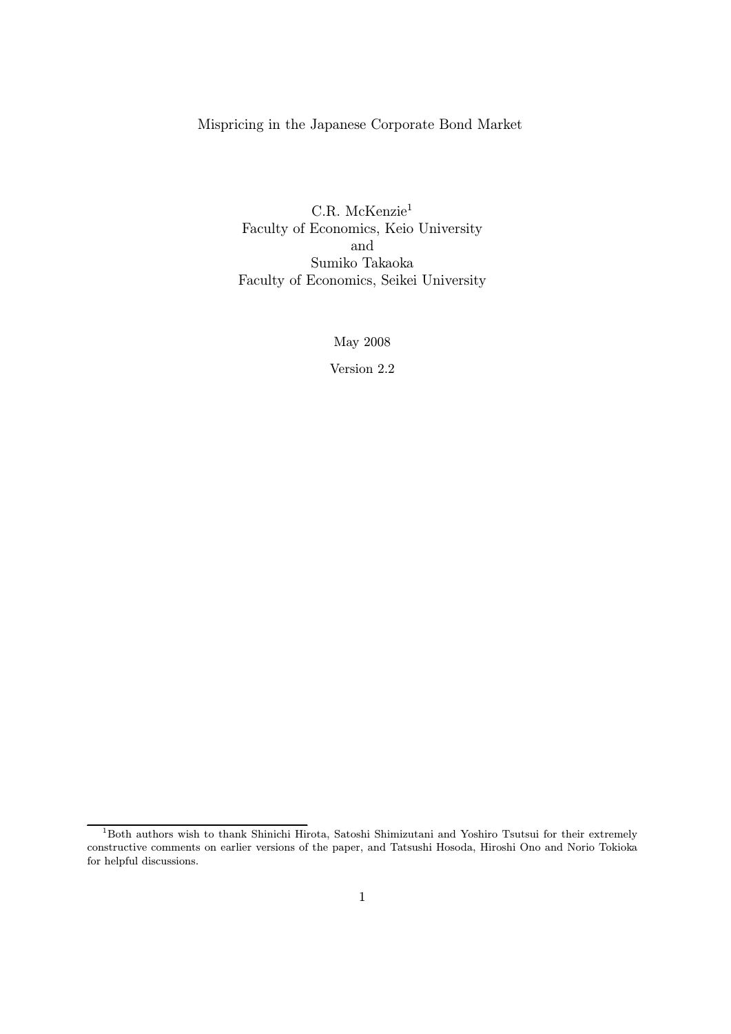# Mispricing in the Japanese Corporate Bond Market

C.R. McKenzie[1]
Faculty of Economics, Keio University
and
Sumiko Takaoka
Faculty of Economics, Seikei University

May 2008

Version 2.2

[1] Both authors wish to thank Shinichi Hirota, Satoshi Shimizutani and Yoshiro Tsutsui for their extremely constructive comments on earlier versions of the paper, and Tatsushi Hosoda, Hiroshi Ono and Norio Tokioka for helpful discussions.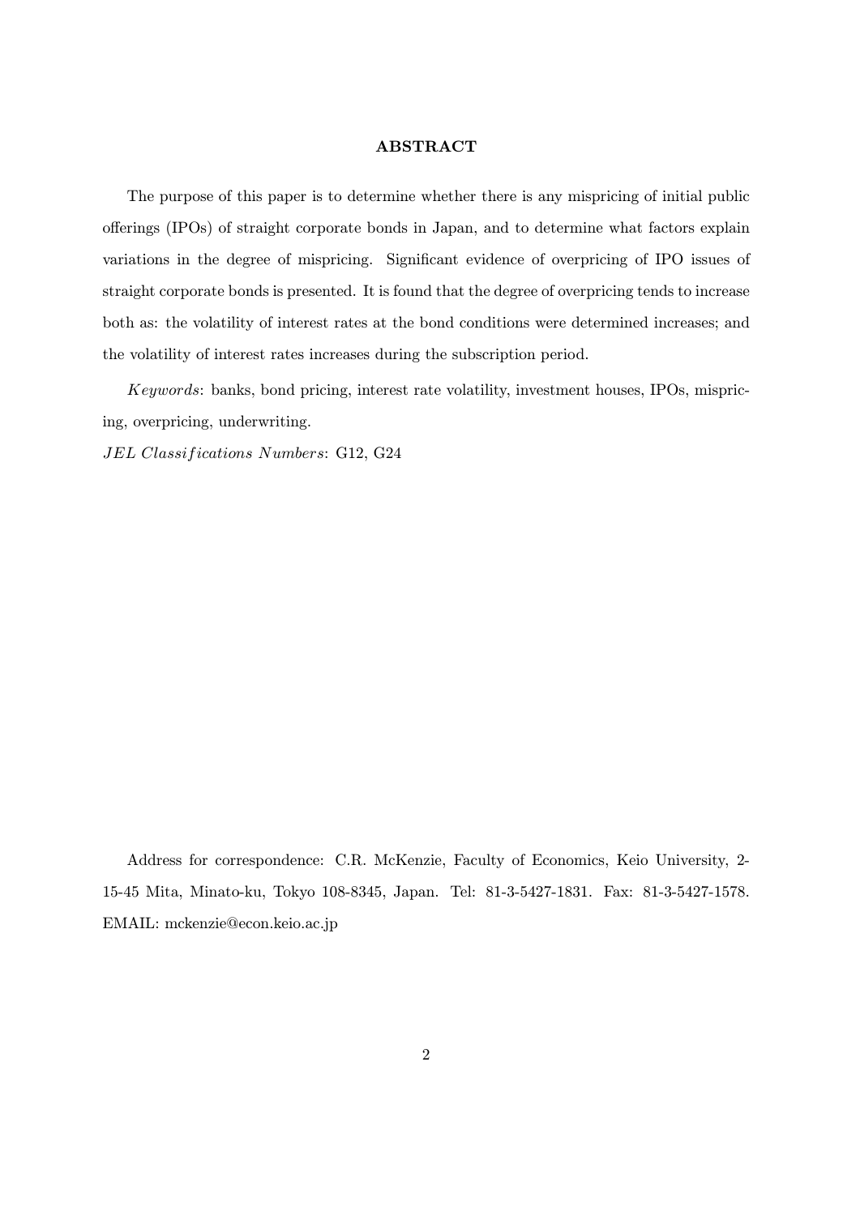## ABSTRACT

The purpose of this paper is to determine whether there is any mispricing of initial public offerings (IPOs) of straight corporate bonds in Japan, and to determine what factors explain variations in the degree of mispricing. Significant evidence of overpricing of IPO issues of straight corporate bonds is presented. It is found that the degree of overpricing tends to increase both as: the volatility of interest rates at the bond conditions were determined increases; and the volatility of interest rates increases during the subscription period.

*Keywords*: banks, bond pricing, interest rate volatility, investment houses, IPOs, mispricing, overpricing, underwriting.

*JEL Classifications Numbers*: G12, G24

Address for correspondence: C.R. McKenzie, Faculty of Economics, Keio University, 2-15-45 Mita, Minato-ku, Tokyo 108-8345, Japan. Tel: 81-3-5427-1831. Fax: 81-3-5427-1578. EMAIL: mckenzie@econ.keio.ac.jp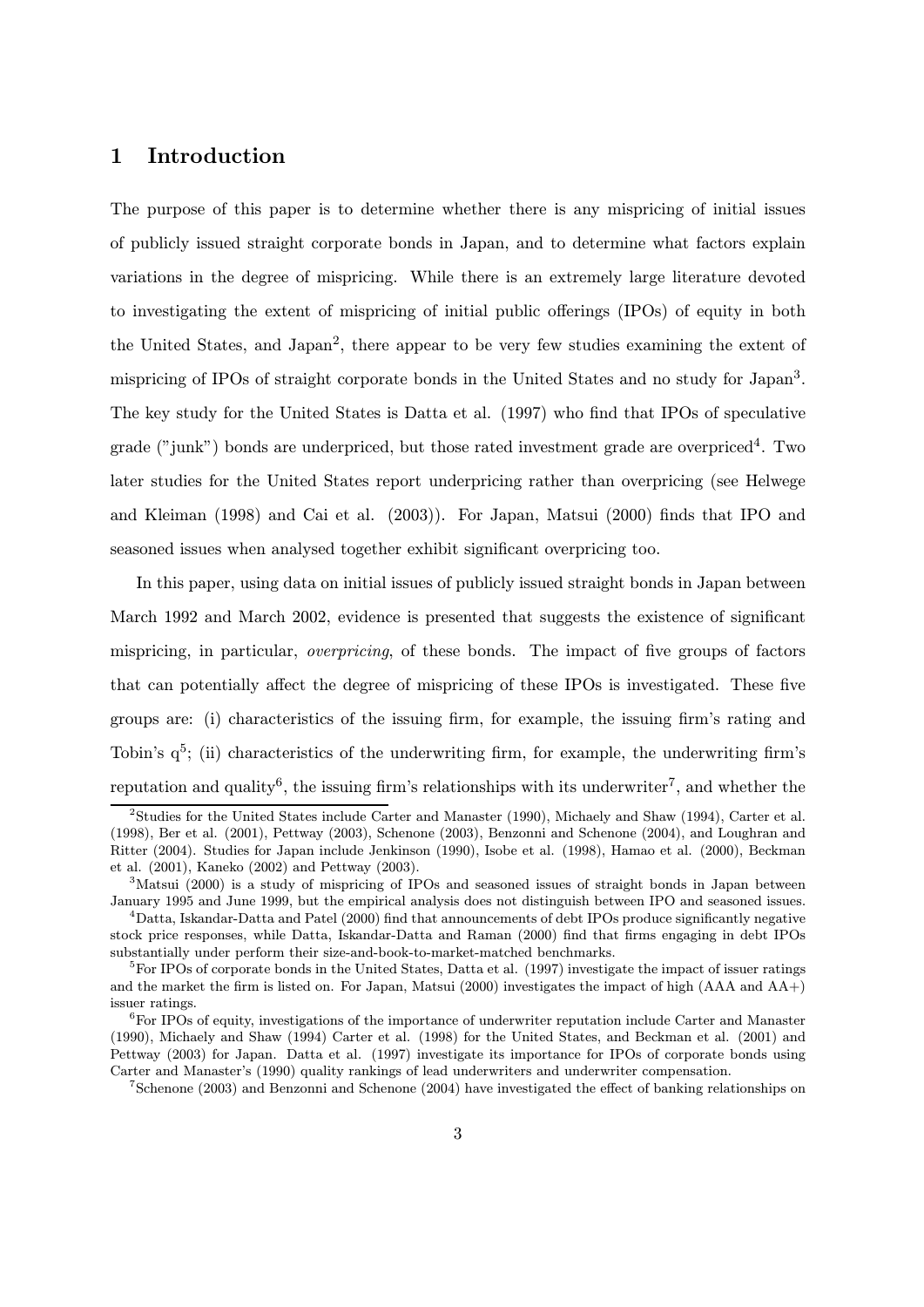# 1 Introduction

The purpose of this paper is to determine whether there is any mispricing of initial issues of publicly issued straight corporate bonds in Japan, and to determine what factors explain variations in the degree of mispricing. While there is an extremely large literature devoted to investigating the extent of mispricing of initial public offerings (IPOs) of equity in both the United States, and Japan[2], there appear to be very few studies examining the extent of mispricing of IPOs of straight corporate bonds in the United States and no study for Japan[3]. The key study for the United States is Datta et al. (1997) who find that IPOs of speculative grade ("junk") bonds are underpriced, but those rated investment grade are overpriced[4]. Two later studies for the United States report underpricing rather than overpricing (see Helwege and Kleiman (1998) and Cai et al. (2003)). For Japan, Matsui (2000) finds that IPO and seasoned issues when analysed together exhibit significant overpricing too.

In this paper, using data on initial issues of publicly issued straight bonds in Japan between March 1992 and March 2002, evidence is presented that suggests the existence of significant mispricing, in particular, *overpricing*, of these bonds. The impact of five groups of factors that can potentially affect the degree of mispricing of these IPOs is investigated. These five groups are: (i) characteristics of the issuing firm, for example, the issuing firm's rating and Tobin's q[5]; (ii) characteristics of the underwriting firm, for example, the underwriting firm's reputation and quality[6], the issuing firm's relationships with its underwriter[7], and whether the

[2] Studies for the United States include Carter and Manaster (1990), Michaely and Shaw (1994), Carter et al. (1998), Ber et al. (2001), Pettway (2003), Schenone (2003), Benzonni and Schenone (2004), and Loughran and Ritter (2004). Studies for Japan include Jenkinson (1990), Isobe et al. (1998), Hamao et al. (2000), Beckman et al. (2001), Kaneko (2002) and Pettway (2003).

[3] Matsui (2000) is a study of mispricing of IPOs and seasoned issues of straight bonds in Japan between January 1995 and June 1999, but the empirical analysis does not distinguish between IPO and seasoned issues.

[4] Datta, Iskandar-Datta and Patel (2000) find that announcements of debt IPOs produce significantly negative stock price responses, while Datta, Iskandar-Datta and Raman (2000) find that firms engaging in debt IPOs substantially under perform their size-and-book-to-market-matched benchmarks.

[5] For IPOs of corporate bonds in the United States, Datta et al. (1997) investigate the impact of issuer ratings and the market the firm is listed on. For Japan, Matsui (2000) investigates the impact of high (AAA and AA+) issuer ratings.

[6] For IPOs of equity, investigations of the importance of underwriter reputation include Carter and Manaster (1990), Michaely and Shaw (1994) Carter et al. (1998) for the United States, and Beckman et al. (2001) and Pettway (2003) for Japan. Datta et al. (1997) investigate its importance for IPOs of corporate bonds using Carter and Manaster's (1990) quality rankings of lead underwriters and underwriter compensation.

[7] Schenone (2003) and Benzonni and Schenone (2004) have investigated the effect of banking relationships on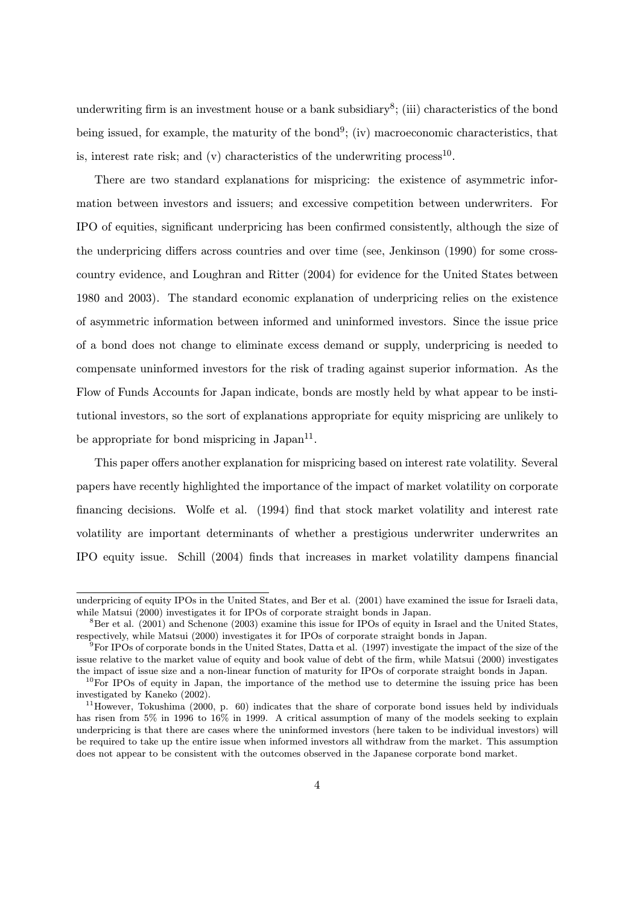underwriting firm is an investment house or a bank subsidiary[8]; (iii) characteristics of the bond being issued, for example, the maturity of the bond[9]; (iv) macroeconomic characteristics, that is, interest rate risk; and (v) characteristics of the underwriting process[10].

There are two standard explanations for mispricing: the existence of asymmetric information between investors and issuers; and excessive competition between underwriters. For IPO of equities, significant underpricing has been confirmed consistently, although the size of the underpricing differs across countries and over time (see, Jenkinson (1990) for some cross-country evidence, and Loughran and Ritter (2004) for evidence for the United States between 1980 and 2003). The standard economic explanation of underpricing relies on the existence of asymmetric information between informed and uninformed investors. Since the issue price of a bond does not change to eliminate excess demand or supply, underpricing is needed to compensate uninformed investors for the risk of trading against superior information. As the Flow of Funds Accounts for Japan indicate, bonds are mostly held by what appear to be institutional investors, so the sort of explanations appropriate for equity mispricing are unlikely to be appropriate for bond mispricing in Japan[11].

This paper offers another explanation for mispricing based on interest rate volatility. Several papers have recently highlighted the importance of the impact of market volatility on corporate financing decisions. Wolfe et al. (1994) find that stock market volatility and interest rate volatility are important determinants of whether a prestigious underwriter underwrites an IPO equity issue. Schill (2004) finds that increases in market volatility dampens financial

---

underpricing of equity IPOs in the United States, and Ber et al. (2001) have examined the issue for Israeli data, while Matsui (2000) investigates it for IPOs of corporate straight bonds in Japan.

[8] Ber et al. (2001) and Schenone (2003) examine this issue for IPOs of equity in Israel and the United States, respectively, while Matsui (2000) investigates it for IPOs of corporate straight bonds in Japan.

[9] For IPOs of corporate bonds in the United States, Datta et al. (1997) investigate the impact of the size of the issue relative to the market value of equity and book value of debt of the firm, while Matsui (2000) investigates the impact of issue size and a non-linear function of maturity for IPOs of corporate straight bonds in Japan.

[10] For IPOs of equity in Japan, the importance of the method use to determine the issuing price has been investigated by Kaneko (2002).

[11] However, Tokushima (2000, p. 60) indicates that the share of corporate bond issues held by individuals has risen from 5% in 1996 to 16% in 1999. A critical assumption of many of the models seeking to explain underpricing is that there are cases where the uninformed investors (here taken to be individual investors) will be required to take up the entire issue when informed investors all withdraw from the market. This assumption does not appear to be consistent with the outcomes observed in the Japanese corporate bond market.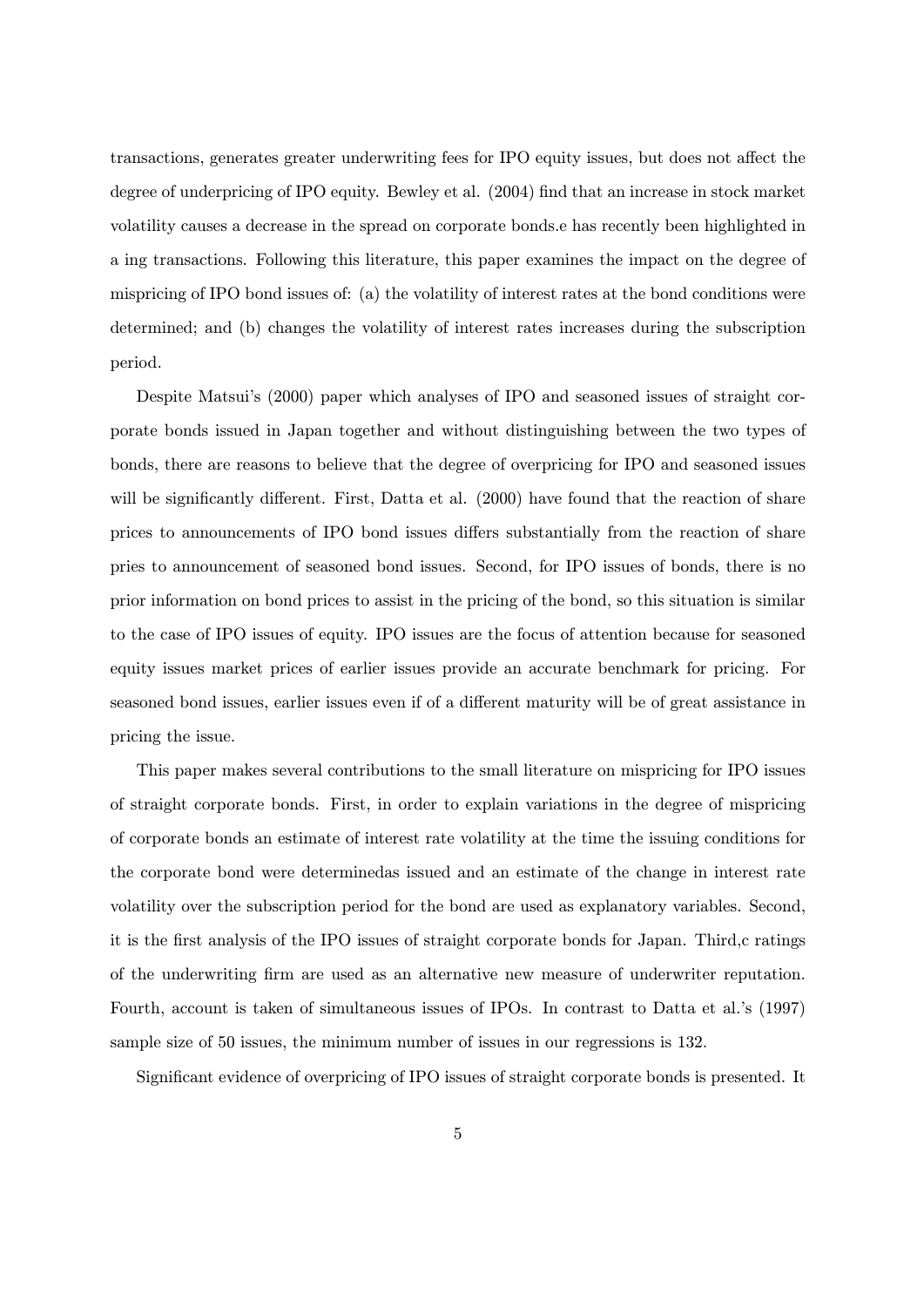transactions, generates greater underwriting fees for IPO equity issues, but does not affect the degree of underpricing of IPO equity. Bewley et al. (2004) find that an increase in stock market volatility causes a decrease in the spread on corporate bonds.e has recently been highlighted in a ing transactions. Following this literature, this paper examines the impact on the degree of mispricing of IPO bond issues of: (a) the volatility of interest rates at the bond conditions were determined; and (b) changes the volatility of interest rates increases during the subscription period.

Despite Matsui's (2000) paper which analyses of IPO and seasoned issues of straight corporate bonds issued in Japan together and without distinguishing between the two types of bonds, there are reasons to believe that the degree of overpricing for IPO and seasoned issues will be significantly different. First, Datta et al. (2000) have found that the reaction of share prices to announcements of IPO bond issues differs substantially from the reaction of share pries to announcement of seasoned bond issues. Second, for IPO issues of bonds, there is no prior information on bond prices to assist in the pricing of the bond, so this situation is similar to the case of IPO issues of equity. IPO issues are the focus of attention because for seasoned equity issues market prices of earlier issues provide an accurate benchmark for pricing. For seasoned bond issues, earlier issues even if of a different maturity will be of great assistance in pricing the issue.

This paper makes several contributions to the small literature on mispricing for IPO issues of straight corporate bonds. First, in order to explain variations in the degree of mispricing of corporate bonds an estimate of interest rate volatility at the time the issuing conditions for the corporate bond were determinedas issued and an estimate of the change in interest rate volatility over the subscription period for the bond are used as explanatory variables. Second, it is the first analysis of the IPO issues of straight corporate bonds for Japan. Third,c ratings of the underwriting firm are used as an alternative new measure of underwriter reputation. Fourth, account is taken of simultaneous issues of IPOs. In contrast to Datta et al.'s (1997) sample size of 50 issues, the minimum number of issues in our regressions is 132.

Significant evidence of overpricing of IPO issues of straight corporate bonds is presented. It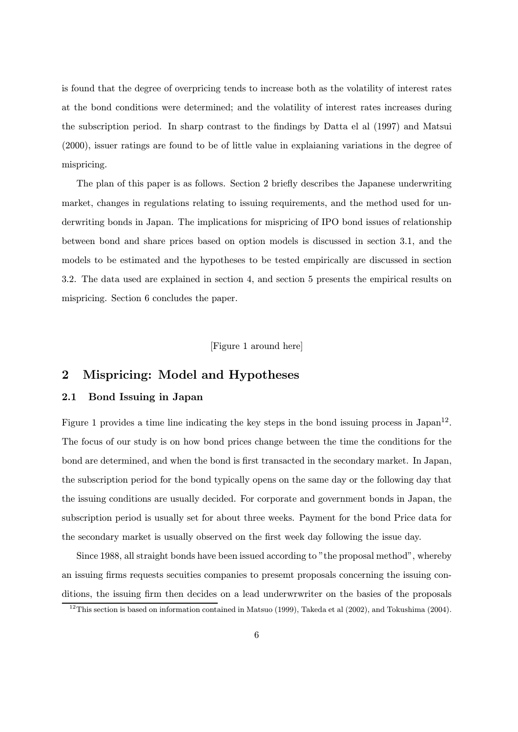is found that the degree of overpricing tends to increase both as the volatility of interest rates at the bond conditions were determined; and the volatility of interest rates increases during the subscription period. In sharp contrast to the findings by Datta el al (1997) and Matsui (2000), issuer ratings are found to be of little value in explaianing variations in the degree of mispricing.

The plan of this paper is as follows. Section 2 briefly describes the Japanese underwriting market, changes in regulations relating to issuing requirements, and the method used for underwriting bonds in Japan. The implications for mispricing of IPO bond issues of relationship between bond and share prices based on option models is discussed in section 3.1, and the models to be estimated and the hypotheses to be tested empirically are discussed in section 3.2. The data used are explained in section 4, and section 5 presents the empirical results on mispricing. Section 6 concludes the paper.

[Figure 1 around here]

## 2 Mispricing: Model and Hypotheses

### 2.1 Bond Issuing in Japan

Figure 1 provides a time line indicating the key steps in the bond issuing process in Japan[12]. The focus of our study is on how bond prices change between the time the conditions for the bond are determined, and when the bond is first transacted in the secondary market. In Japan, the subscription period for the bond typically opens on the same day or the following day that the issuing conditions are usually decided. For corporate and government bonds in Japan, the subscription period is usually set for about three weeks. Payment for the bond Price data for the secondary market is usually observed on the first week day following the issue day.

Since 1988, all straight bonds have been issued according to "the proposal method", whereby an issuing firms requests secuities companies to presemt proposals concerning the issuing conditions, the issuing firm then decides on a lead underwrwriter on the basies of the proposals

[12] This section is based on information contained in Matsuo (1999), Takeda et al (2002), and Tokushima (2004).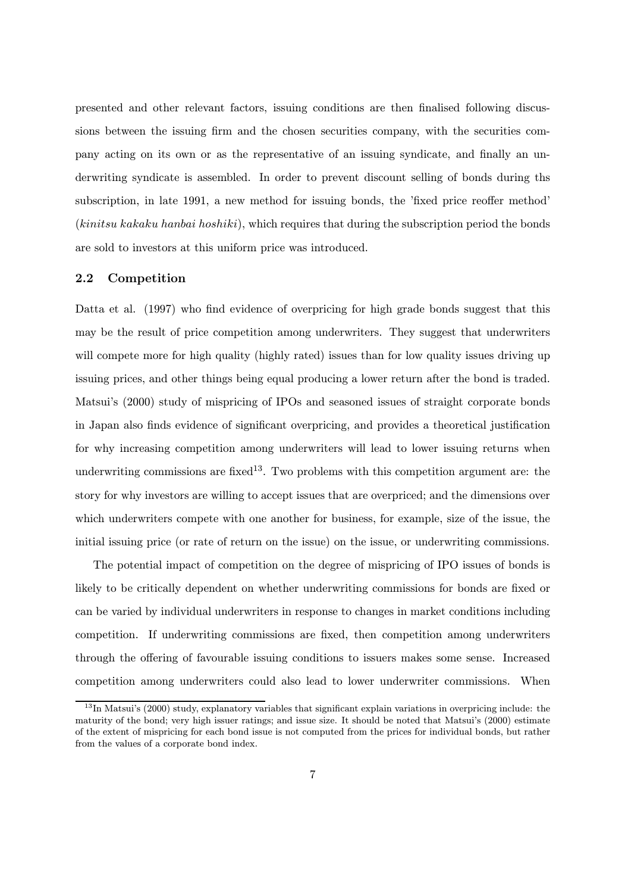presented and other relevant factors, issuing conditions are then finalised following discussions between the issuing firm and the chosen securities company, with the securities company acting on its own or as the representative of an issuing syndicate, and finally an underwriting syndicate is assembled. In order to prevent discount selling of bonds during ths subscription, in late 1991, a new method for issuing bonds, the 'fixed price reoffer method' (*kinitsu kakaku hanbai hoshiki*), which requires that during the subscription period the bonds are sold to investors at this uniform price was introduced.

### 2.2 Competition

Datta et al. (1997) who find evidence of overpricing for high grade bonds suggest that this may be the result of price competition among underwriters. They suggest that underwriters will compete more for high quality (highly rated) issues than for low quality issues driving up issuing prices, and other things being equal producing a lower return after the bond is traded. Matsui's (2000) study of mispricing of IPOs and seasoned issues of straight corporate bonds in Japan also finds evidence of significant overpricing, and provides a theoretical justification for why increasing competition among underwriters will lead to lower issuing returns when underwriting commissions are fixed[13]. Two problems with this competition argument are: the story for why investors are willing to accept issues that are overpriced; and the dimensions over which underwriters compete with one another for business, for example, size of the issue, the initial issuing price (or rate of return on the issue) on the issue, or underwriting commissions.

The potential impact of competition on the degree of mispricing of IPO issues of bonds is likely to be critically dependent on whether underwriting commissions for bonds are fixed or can be varied by individual underwriters in response to changes in market conditions including competition. If underwriting commissions are fixed, then competition among underwriters through the offering of favourable issuing conditions to issuers makes some sense. Increased competition among underwriters could also lead to lower underwriter commissions. When

[13] In Matsui's (2000) study, explanatory variables that significant explain variations in overpricing include: the maturity of the bond; very high issuer ratings; and issue size. It should be noted that Matsui's (2000) estimate of the extent of mispricing for each bond issue is not computed from the prices for individual bonds, but rather from the values of a corporate bond index.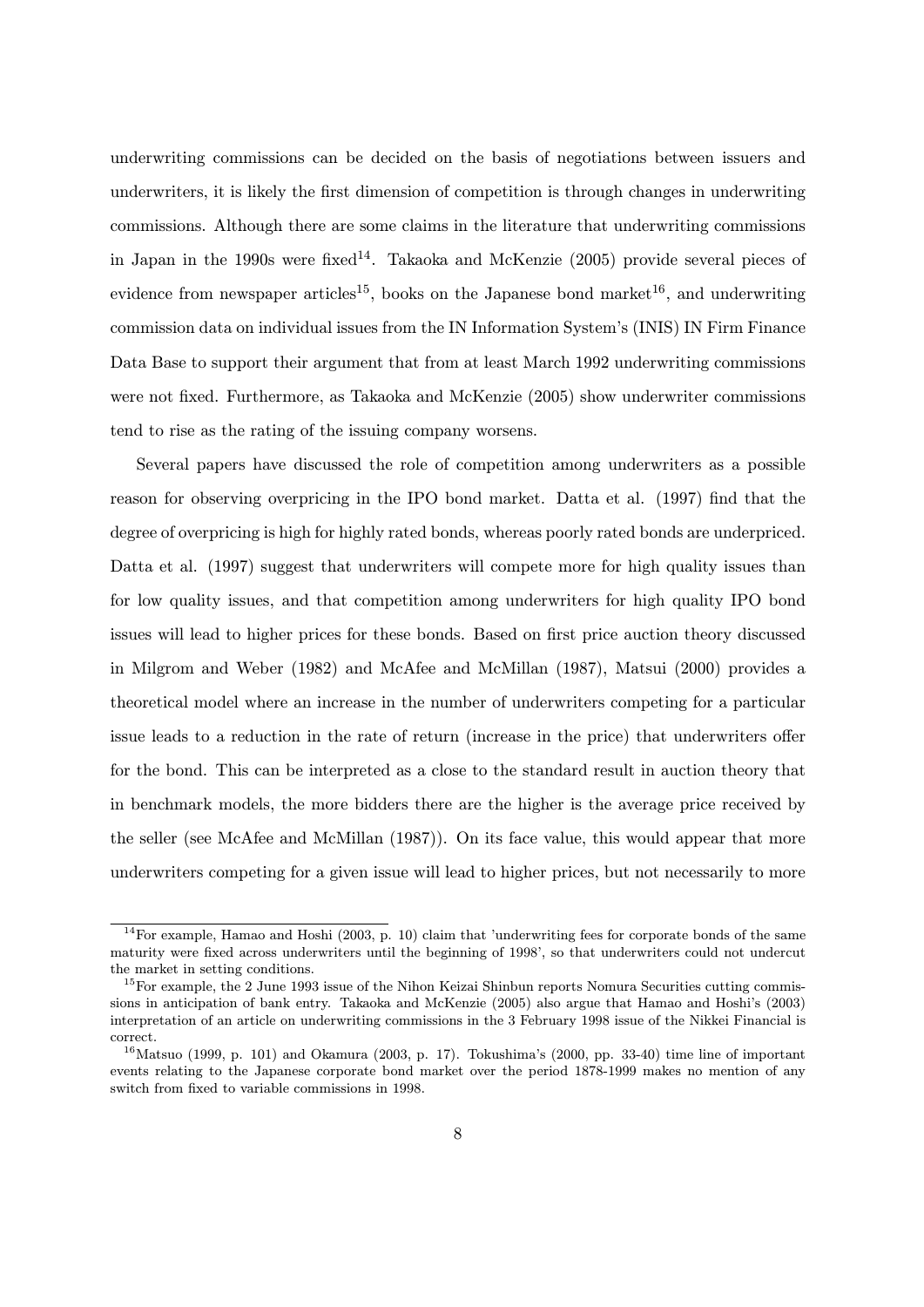underwriting commissions can be decided on the basis of negotiations between issuers and underwriters, it is likely the first dimension of competition is through changes in underwriting commissions. Although there are some claims in the literature that underwriting commissions in Japan in the 1990s were fixed[14]. Takaoka and McKenzie (2005) provide several pieces of evidence from newspaper articles[15], books on the Japanese bond market[16], and underwriting commission data on individual issues from the IN Information System's (INIS) IN Firm Finance Data Base to support their argument that from at least March 1992 underwriting commissions were not fixed. Furthermore, as Takaoka and McKenzie (2005) show underwriter commissions tend to rise as the rating of the issuing company worsens.

Several papers have discussed the role of competition among underwriters as a possible reason for observing overpricing in the IPO bond market. Datta et al. (1997) find that the degree of overpricing is high for highly rated bonds, whereas poorly rated bonds are underpriced. Datta et al. (1997) suggest that underwriters will compete more for high quality issues than for low quality issues, and that competition among underwriters for high quality IPO bond issues will lead to higher prices for these bonds. Based on first price auction theory discussed in Milgrom and Weber (1982) and McAfee and McMillan (1987), Matsui (2000) provides a theoretical model where an increase in the number of underwriters competing for a particular issue leads to a reduction in the rate of return (increase in the price) that underwriters offer for the bond. This can be interpreted as a close to the standard result in auction theory that in benchmark models, the more bidders there are the higher is the average price received by the seller (see McAfee and McMillan (1987)). On its face value, this would appear that more underwriters competing for a given issue will lead to higher prices, but not necessarily to more

[14] For example, Hamao and Hoshi (2003, p. 10) claim that 'underwriting fees for corporate bonds of the same maturity were fixed across underwriters until the beginning of 1998', so that underwriters could not undercut the market in setting conditions.

[15] For example, the 2 June 1993 issue of the Nihon Keizai Shinbun reports Nomura Securities cutting commissions in anticipation of bank entry. Takaoka and McKenzie (2005) also argue that Hamao and Hoshi's (2003) interpretation of an article on underwriting commissions in the 3 February 1998 issue of the Nikkei Financial is correct.

[16] Matsuo (1999, p. 101) and Okamura (2003, p. 17). Tokushima's (2000, pp. 33-40) time line of important events relating to the Japanese corporate bond market over the period 1878-1999 makes no mention of any switch from fixed to variable commissions in 1998.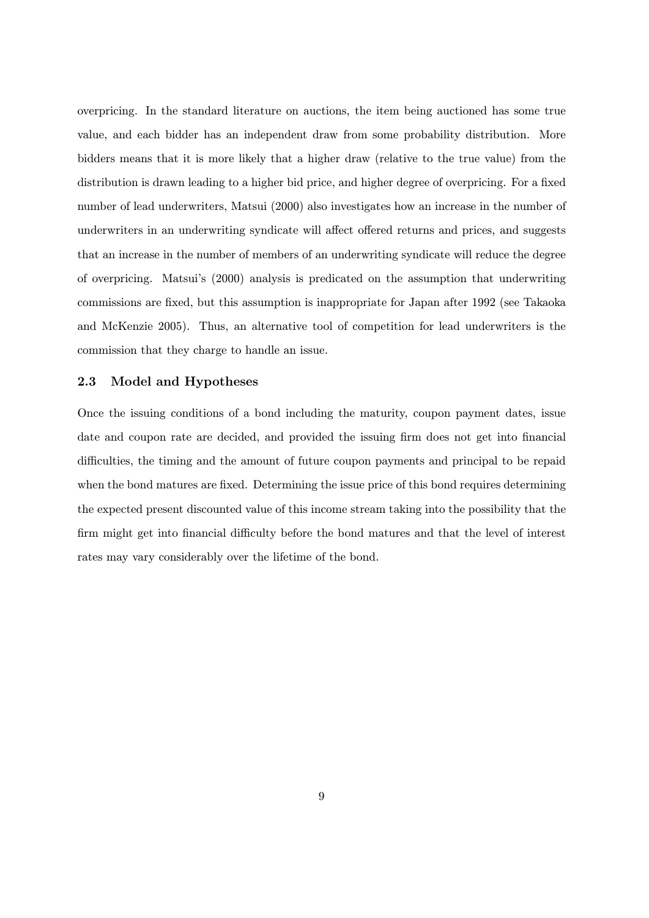overpricing. In the standard literature on auctions, the item being auctioned has some true value, and each bidder has an independent draw from some probability distribution. More bidders means that it is more likely that a higher draw (relative to the true value) from the distribution is drawn leading to a higher bid price, and higher degree of overpricing. For a fixed number of lead underwriters, Matsui (2000) also investigates how an increase in the number of underwriters in an underwriting syndicate will affect offered returns and prices, and suggests that an increase in the number of members of an underwriting syndicate will reduce the degree of overpricing. Matsui's (2000) analysis is predicated on the assumption that underwriting commissions are fixed, but this assumption is inappropriate for Japan after 1992 (see Takaoka and McKenzie 2005). Thus, an alternative tool of competition for lead underwriters is the commission that they charge to handle an issue.

### 2.3 Model and Hypotheses

Once the issuing conditions of a bond including the maturity, coupon payment dates, issue date and coupon rate are decided, and provided the issuing firm does not get into financial difficulties, the timing and the amount of future coupon payments and principal to be repaid when the bond matures are fixed. Determining the issue price of this bond requires determining the expected present discounted value of this income stream taking into the possibility that the firm might get into financial difficulty before the bond matures and that the level of interest rates may vary considerably over the lifetime of the bond.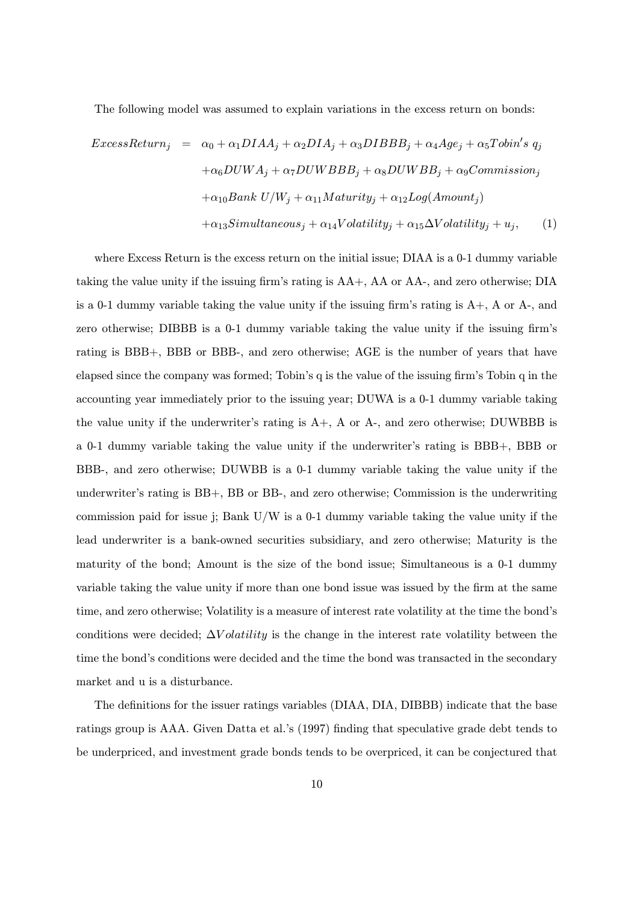The following model was assumed to explain variations in the excess return on bonds:

$$
\begin{aligned}
ExcessReturn_j \;=\; & \alpha_0 + \alpha_1 DIAA_j + \alpha_2 DIA_j + \alpha_3 DIBBB_j + \alpha_4 Age_j + \alpha_5 Tobin's\ q_j \\
& + \alpha_6 DUWA_j + \alpha_7 DUWBBB_j + \alpha_8 DUWBB_j + \alpha_9 Commission_j \\
& + \alpha_{10} Bank\ U/W_j + \alpha_{11} Maturity_j + \alpha_{12} Log(Amount_j) \\
& + \alpha_{13} Simultaneous_j + \alpha_{14} Volatility_j + \alpha_{15} \Delta Volatility_j + u_j, \qquad (1)
\end{aligned}
$$

where Excess Return is the excess return on the initial issue; DIAA is a 0-1 dummy variable taking the value unity if the issuing firm's rating is AA+, AA or AA-, and zero otherwise; DIA is a 0-1 dummy variable taking the value unity if the issuing firm's rating is A+, A or A-, and zero otherwise; DIBBB is a 0-1 dummy variable taking the value unity if the issuing firm's rating is BBB+, BBB or BBB-, and zero otherwise; AGE is the number of years that have elapsed since the company was formed; Tobin's q is the value of the issuing firm's Tobin q in the accounting year immediately prior to the issuing year; DUWA is a 0-1 dummy variable taking the value unity if the underwriter's rating is A+, A or A-, and zero otherwise; DUWBBB is a 0-1 dummy variable taking the value unity if the underwriter's rating is BBB+, BBB or BBB-, and zero otherwise; DUWBB is a 0-1 dummy variable taking the value unity if the underwriter's rating is BB+, BB or BB-, and zero otherwise; Commission is the underwriting commission paid for issue j; Bank U/W is a 0-1 dummy variable taking the value unity if the lead underwriter is a bank-owned securities subsidiary, and zero otherwise; Maturity is the maturity of the bond; Amount is the size of the bond issue; Simultaneous is a 0-1 dummy variable taking the value unity if more than one bond issue was issued by the firm at the same time, and zero otherwise; Volatility is a measure of interest rate volatility at the time the bond's conditions were decided; $\Delta Volatility$ is the change in the interest rate volatility between the time the bond's conditions were decided and the time the bond was transacted in the secondary market and u is a disturbance.

The definitions for the issuer ratings variables (DIAA, DIA, DIBBB) indicate that the base ratings group is AAA. Given Datta et al.'s (1997) finding that speculative grade debt tends to be underpriced, and investment grade bonds tends to be overpriced, it can be conjectured that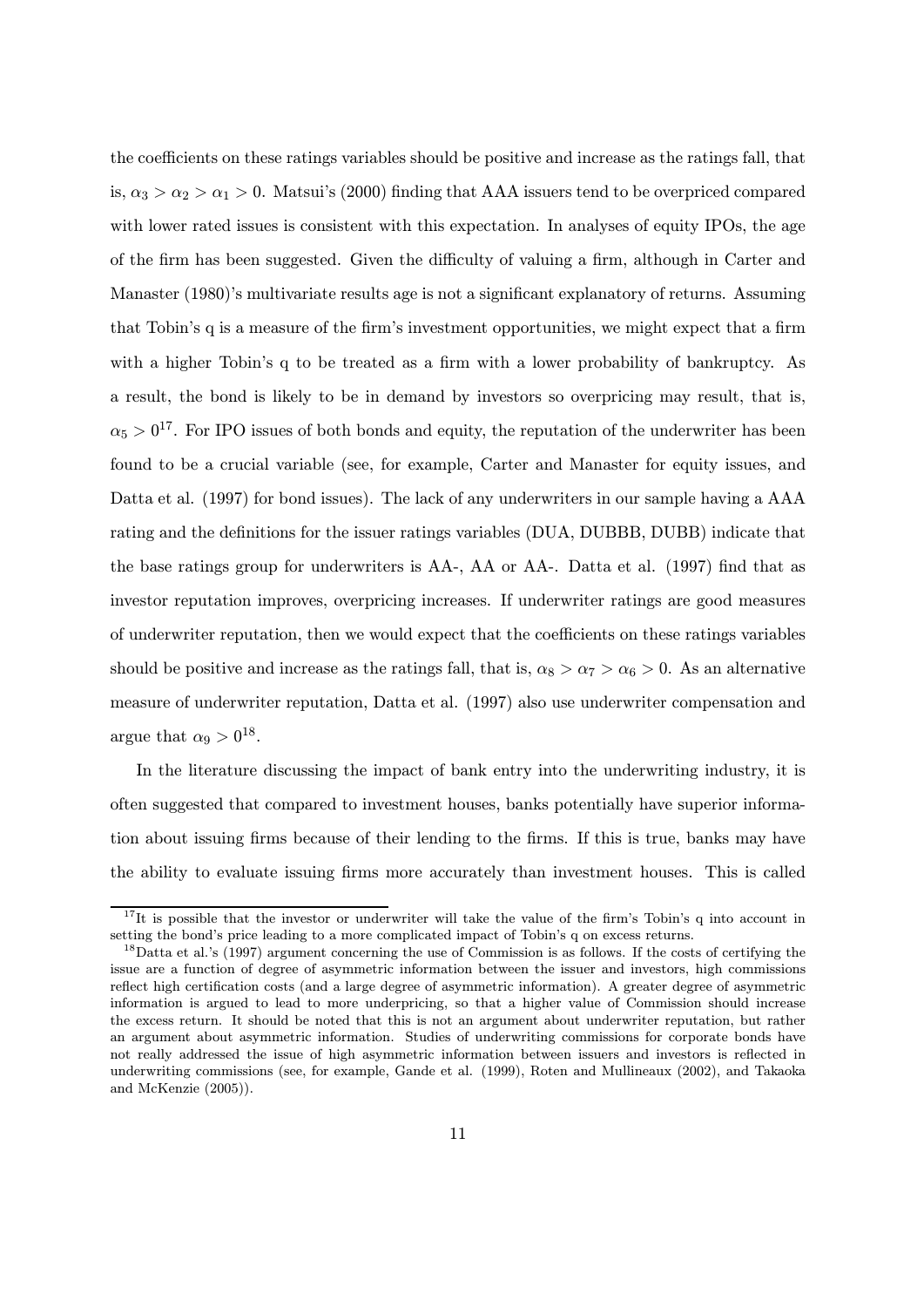the coefficients on these ratings variables should be positive and increase as the ratings fall, that is, $\alpha_3 > \alpha_2 > \alpha_1 > 0$. Matsui's (2000) finding that AAA issuers tend to be overpriced compared with lower rated issues is consistent with this expectation. In analyses of equity IPOs, the age of the firm has been suggested. Given the difficulty of valuing a firm, although in Carter and Manaster (1980)'s multivariate results age is not a significant explanatory of returns. Assuming that Tobin's q is a measure of the firm's investment opportunities, we might expect that a firm with a higher Tobin's q to be treated as a firm with a lower probability of bankruptcy. As a result, the bond is likely to be in demand by investors so overpricing may result, that is, $\alpha_5 > 0$[17]. For IPO issues of both bonds and equity, the reputation of the underwriter has been found to be a crucial variable (see, for example, Carter and Manaster for equity issues, and Datta et al. (1997) for bond issues). The lack of any underwriters in our sample having a AAA rating and the definitions for the issuer ratings variables (DUA, DUBBB, DUBB) indicate that the base ratings group for underwriters is AA-, AA or AA-. Datta et al. (1997) find that as investor reputation improves, overpricing increases. If underwriter ratings are good measures of underwriter reputation, then we would expect that the coefficients on these ratings variables should be positive and increase as the ratings fall, that is, $\alpha_8 > \alpha_7 > \alpha_6 > 0$. As an alternative measure of underwriter reputation, Datta et al. (1997) also use underwriter compensation and argue that $\alpha_9 > 0$[18].

In the literature discussing the impact of bank entry into the underwriting industry, it is often suggested that compared to investment houses, banks potentially have superior information about issuing firms because of their lending to the firms. If this is true, banks may have the ability to evaluate issuing firms more accurately than investment houses. This is called

[17] It is possible that the investor or underwriter will take the value of the firm's Tobin's q into account in setting the bond's price leading to a more complicated impact of Tobin's q on excess returns.

[18] Datta et al.'s (1997) argument concerning the use of Commission is as follows. If the costs of certifying the issue are a function of degree of asymmetric information between the issuer and investors, high commissions reflect high certification costs (and a large degree of asymmetric information). A greater degree of asymmetric information is argued to lead to more underpricing, so that a higher value of Commission should increase the excess return. It should be noted that this is not an argument about underwriter reputation, but rather an argument about asymmetric information. Studies of underwriting commissions for corporate bonds have not really addressed the issue of high asymmetric information between issuers and investors is reflected in underwriting commissions (see, for example, Gande et al. (1999), Roten and Mullineaux (2002), and Takaoka and McKenzie (2005)).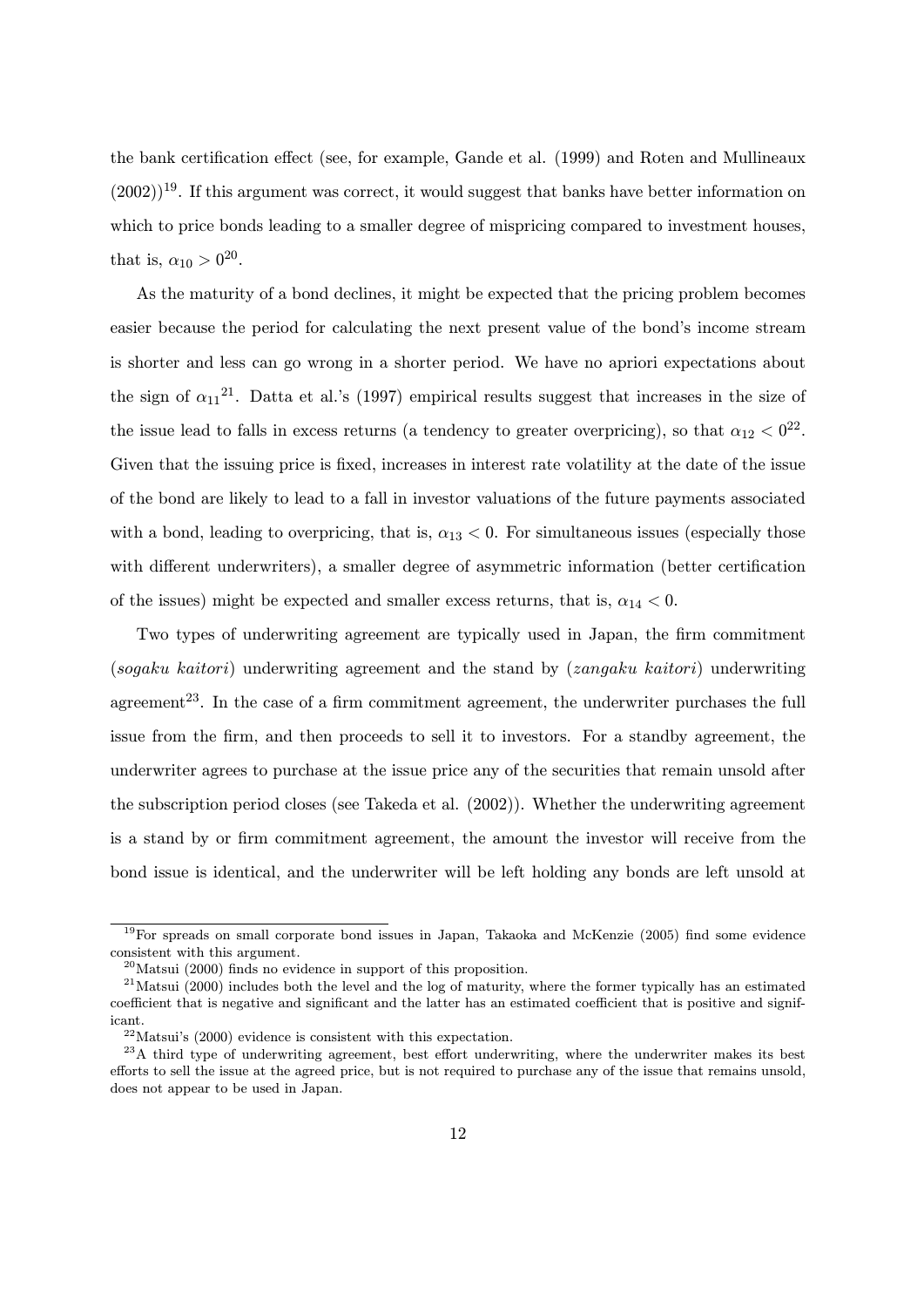the bank certification effect (see, for example, Gande et al. (1999) and Roten and Mullineaux (2002))[19]. If this argument was correct, it would suggest that banks have better information on which to price bonds leading to a smaller degree of mispricing compared to investment houses, that is, $\alpha_{10} > 0$[20].

As the maturity of a bond declines, it might be expected that the pricing problem becomes easier because the period for calculating the next present value of the bond's income stream is shorter and less can go wrong in a shorter period. We have no apriori expectations about the sign of $\alpha_{11}$[21]. Datta et al.'s (1997) empirical results suggest that increases in the size of the issue lead to falls in excess returns (a tendency to greater overpricing), so that $\alpha_{12} < 0$[22]. Given that the issuing price is fixed, increases in interest rate volatility at the date of the issue of the bond are likely to lead to a fall in investor valuations of the future payments associated with a bond, leading to overpricing, that is, $\alpha_{13} < 0$. For simultaneous issues (especially those with different underwriters), a smaller degree of asymmetric information (better certification of the issues) might be expected and smaller excess returns, that is, $\alpha_{14} < 0$.

Two types of underwriting agreement are typically used in Japan, the firm commitment (*sogaku kaitori*) underwriting agreement and the stand by (*zangaku kaitori*) underwriting agreement[23]. In the case of a firm commitment agreement, the underwriter purchases the full issue from the firm, and then proceeds to sell it to investors. For a standby agreement, the underwriter agrees to purchase at the issue price any of the securities that remain unsold after the subscription period closes (see Takeda et al. (2002)). Whether the underwriting agreement is a stand by or firm commitment agreement, the amount the investor will receive from the bond issue is identical, and the underwriter will be left holding any bonds are left unsold at

[19] For spreads on small corporate bond issues in Japan, Takaoka and McKenzie (2005) find some evidence consistent with this argument.

[20] Matsui (2000) finds no evidence in support of this proposition.

[21] Matsui (2000) includes both the level and the log of maturity, where the former typically has an estimated coefficient that is negative and significant and the latter has an estimated coefficient that is positive and significant.

[22] Matsui's (2000) evidence is consistent with this expectation.

[23] A third type of underwriting agreement, best effort underwriting, where the underwriter makes its best efforts to sell the issue at the agreed price, but is not required to purchase any of the issue that remains unsold, does not appear to be used in Japan.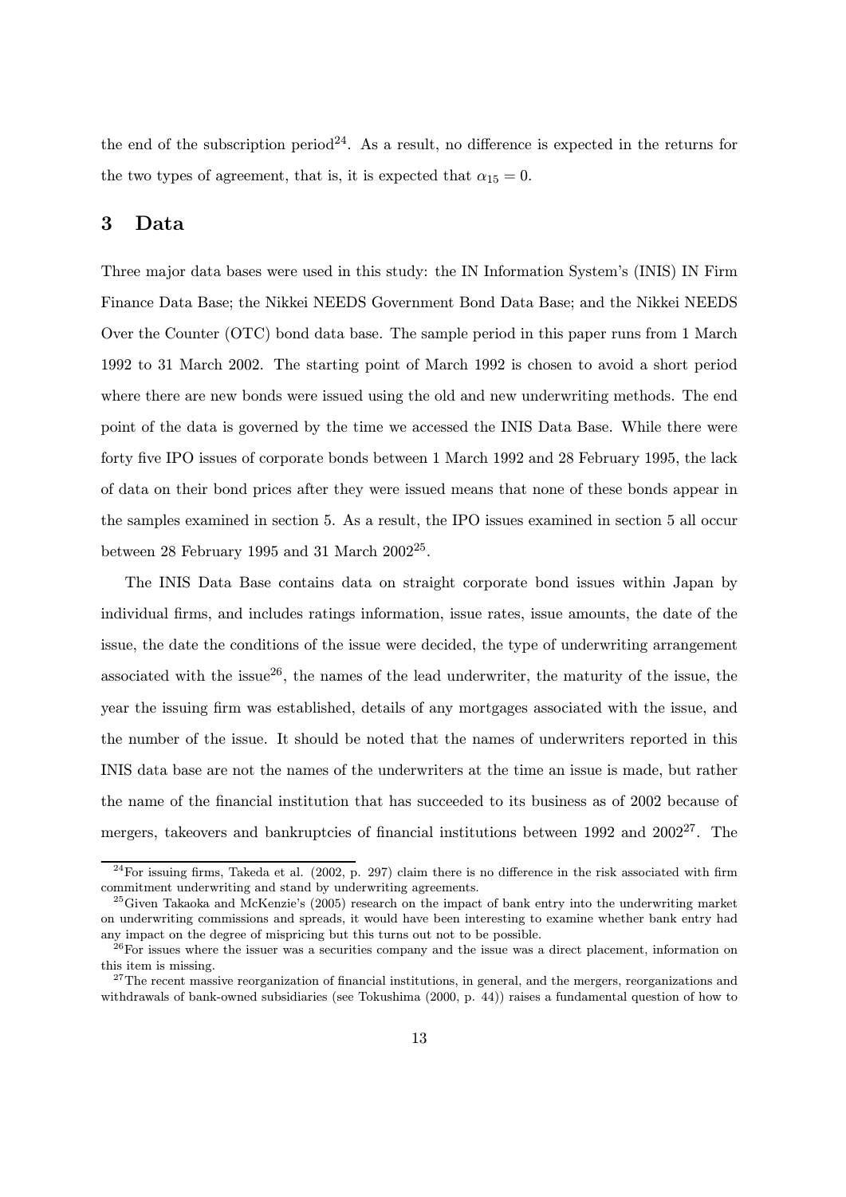the end of the subscription period[24]. As a result, no difference is expected in the returns for the two types of agreement, that is, it is expected that $\alpha_{15} = 0$.

## 3 Data

Three major data bases were used in this study: the IN Information System's (INIS) IN Firm Finance Data Base; the Nikkei NEEDS Government Bond Data Base; and the Nikkei NEEDS Over the Counter (OTC) bond data base. The sample period in this paper runs from 1 March 1992 to 31 March 2002. The starting point of March 1992 is chosen to avoid a short period where there are new bonds were issued using the old and new underwriting methods. The end point of the data is governed by the time we accessed the INIS Data Base. While there were forty five IPO issues of corporate bonds between 1 March 1992 and 28 February 1995, the lack of data on their bond prices after they were issued means that none of these bonds appear in the samples examined in section 5. As a result, the IPO issues examined in section 5 all occur between 28 February 1995 and 31 March 2002[25].

The INIS Data Base contains data on straight corporate bond issues within Japan by individual firms, and includes ratings information, issue rates, issue amounts, the date of the issue, the date the conditions of the issue were decided, the type of underwriting arrangement associated with the issue[26], the names of the lead underwriter, the maturity of the issue, the year the issuing firm was established, details of any mortgages associated with the issue, and the number of the issue. It should be noted that the names of underwriters reported in this INIS data base are not the names of the underwriters at the time an issue is made, but rather the name of the financial institution that has succeeded to its business as of 2002 because of mergers, takeovers and bankruptcies of financial institutions between 1992 and 2002[27]. The

[24] For issuing firms, Takeda et al. (2002, p. 297) claim there is no difference in the risk associated with firm commitment underwriting and stand by underwriting agreements.

[25] Given Takaoka and McKenzie's (2005) research on the impact of bank entry into the underwriting market on underwriting commissions and spreads, it would have been interesting to examine whether bank entry had any impact on the degree of mispricing but this turns out not to be possible.

[26] For issues where the issuer was a securities company and the issue was a direct placement, information on this item is missing.

[27] The recent massive reorganization of financial institutions, in general, and the mergers, reorganizations and withdrawals of bank-owned subsidiaries (see Tokushima (2000, p. 44)) raises a fundamental question of how to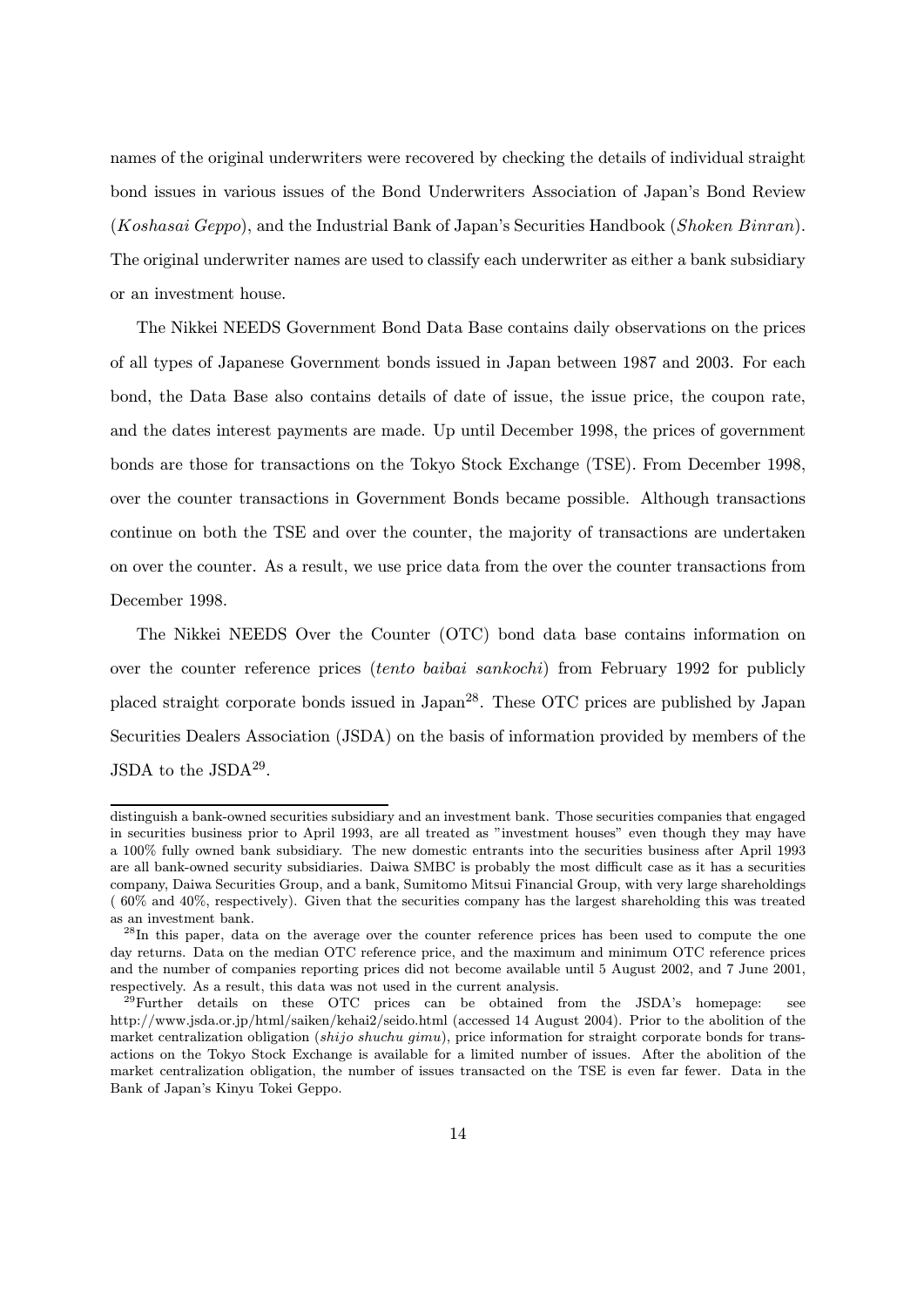names of the original underwriters were recovered by checking the details of individual straight bond issues in various issues of the Bond Underwriters Association of Japan's Bond Review (*Koshasai Geppo*), and the Industrial Bank of Japan's Securities Handbook (*Shoken Binran*). The original underwriter names are used to classify each underwriter as either a bank subsidiary or an investment house.

The Nikkei NEEDS Government Bond Data Base contains daily observations on the prices of all types of Japanese Government bonds issued in Japan between 1987 and 2003. For each bond, the Data Base also contains details of date of issue, the issue price, the coupon rate, and the dates interest payments are made. Up until December 1998, the prices of government bonds are those for transactions on the Tokyo Stock Exchange (TSE). From December 1998, over the counter transactions in Government Bonds became possible. Although transactions continue on both the TSE and over the counter, the majority of transactions are undertaken on over the counter. As a result, we use price data from the over the counter transactions from December 1998.

The Nikkei NEEDS Over the Counter (OTC) bond data base contains information on over the counter reference prices (*tento baibai sankochi*) from February 1992 for publicly placed straight corporate bonds issued in Japan[28]. These OTC prices are published by Japan Securities Dealers Association (JSDA) on the basis of information provided by members of the JSDA to the JSDA[29].

---

distinguish a bank-owned securities subsidiary and an investment bank. Those securities companies that engaged in securities business prior to April 1993, are all treated as "investment houses" even though they may have a 100% fully owned bank subsidiary. The new domestic entrants into the securities business after April 1993 are all bank-owned security subsidiaries. Daiwa SMBC is probably the most difficult case as it has a securities company, Daiwa Securities Group, and a bank, Sumitomo Mitsui Financial Group, with very large shareholdings ( 60% and 40%, respectively). Given that the securities company has the largest shareholding this was treated as an investment bank.

[28] In this paper, data on the average over the counter reference prices has been used to compute the one day returns. Data on the median OTC reference price, and the maximum and minimum OTC reference prices and the number of companies reporting prices did not become available until 5 August 2002, and 7 June 2001, respectively. As a result, this data was not used in the current analysis.

[29] Further details on these OTC prices can be obtained from the JSDA's homepage: see http://www.jsda.or.jp/html/saiken/kehai2/seido.html (accessed 14 August 2004). Prior to the abolition of the market centralization obligation (*shijo shuchu gimu*), price information for straight corporate bonds for transactions on the Tokyo Stock Exchange is available for a limited number of issues. After the abolition of the market centralization obligation, the number of issues transacted on the TSE is even far fewer. Data in the Bank of Japan's Kinyu Tokei Geppo.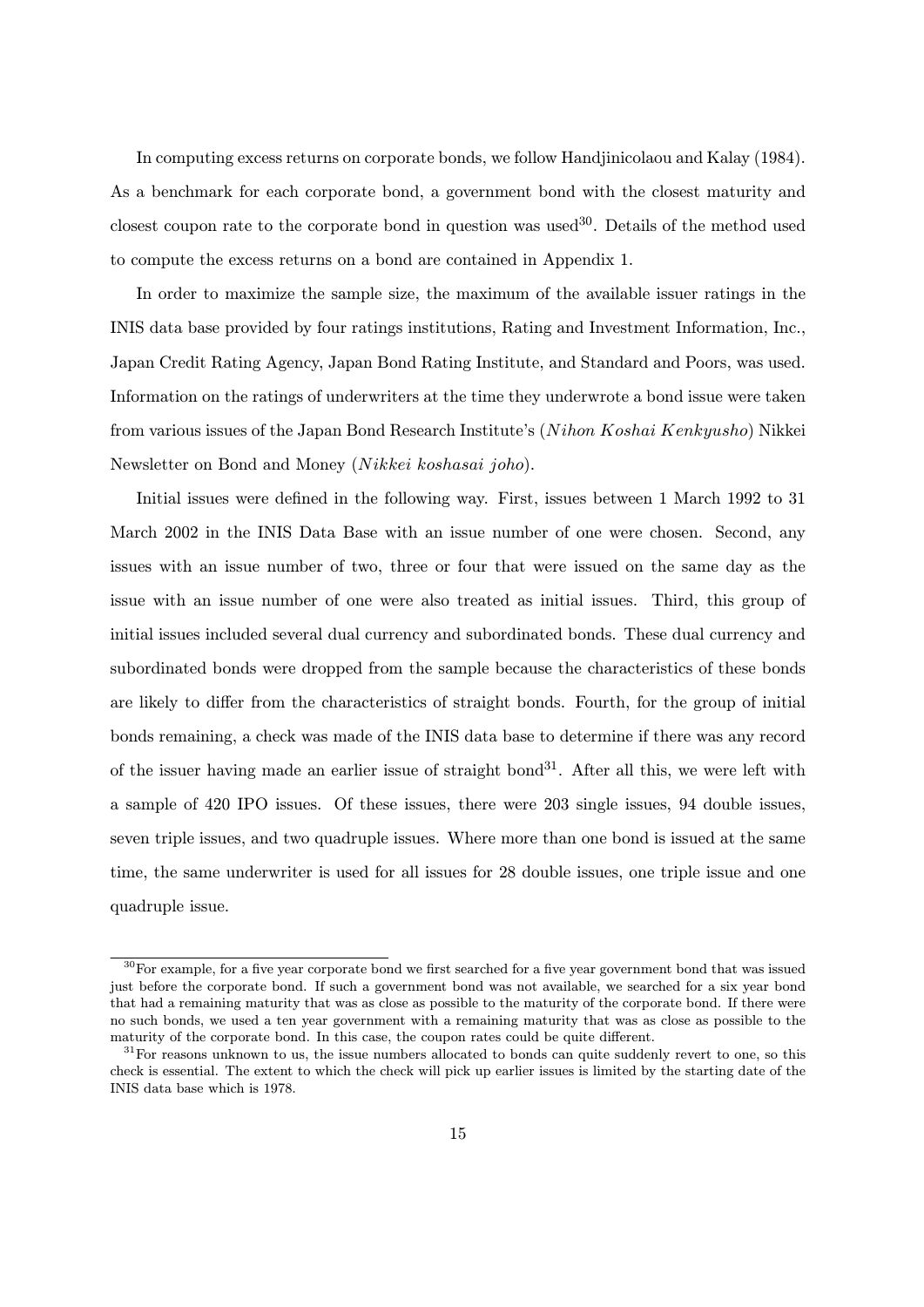In computing excess returns on corporate bonds, we follow Handjinicolaou and Kalay (1984). As a benchmark for each corporate bond, a government bond with the closest maturity and closest coupon rate to the corporate bond in question was used[30]. Details of the method used to compute the excess returns on a bond are contained in Appendix 1.

In order to maximize the sample size, the maximum of the available issuer ratings in the INIS data base provided by four ratings institutions, Rating and Investment Information, Inc., Japan Credit Rating Agency, Japan Bond Rating Institute, and Standard and Poors, was used. Information on the ratings of underwriters at the time they underwrote a bond issue were taken from various issues of the Japan Bond Research Institute's (*Nihon Koshai Kenkyusho*) Nikkei Newsletter on Bond and Money (*Nikkei koshasai joho*).

Initial issues were defined in the following way. First, issues between 1 March 1992 to 31 March 2002 in the INIS Data Base with an issue number of one were chosen. Second, any issues with an issue number of two, three or four that were issued on the same day as the issue with an issue number of one were also treated as initial issues. Third, this group of initial issues included several dual currency and subordinated bonds. These dual currency and subordinated bonds were dropped from the sample because the characteristics of these bonds are likely to differ from the characteristics of straight bonds. Fourth, for the group of initial bonds remaining, a check was made of the INIS data base to determine if there was any record of the issuer having made an earlier issue of straight bond[31]. After all this, we were left with a sample of 420 IPO issues. Of these issues, there were 203 single issues, 94 double issues, seven triple issues, and two quadruple issues. Where more than one bond is issued at the same time, the same underwriter is used for all issues for 28 double issues, one triple issue and one quadruple issue.

---

[30] For example, for a five year corporate bond we first searched for a five year government bond that was issued just before the corporate bond. If such a government bond was not available, we searched for a six year bond that had a remaining maturity that was as close as possible to the maturity of the corporate bond. If there were no such bonds, we used a ten year government with a remaining maturity that was as close as possible to the maturity of the corporate bond. In this case, the coupon rates could be quite different.

[31] For reasons unknown to us, the issue numbers allocated to bonds can quite suddenly revert to one, so this check is essential. The extent to which the check will pick up earlier issues is limited by the starting date of the INIS data base which is 1978.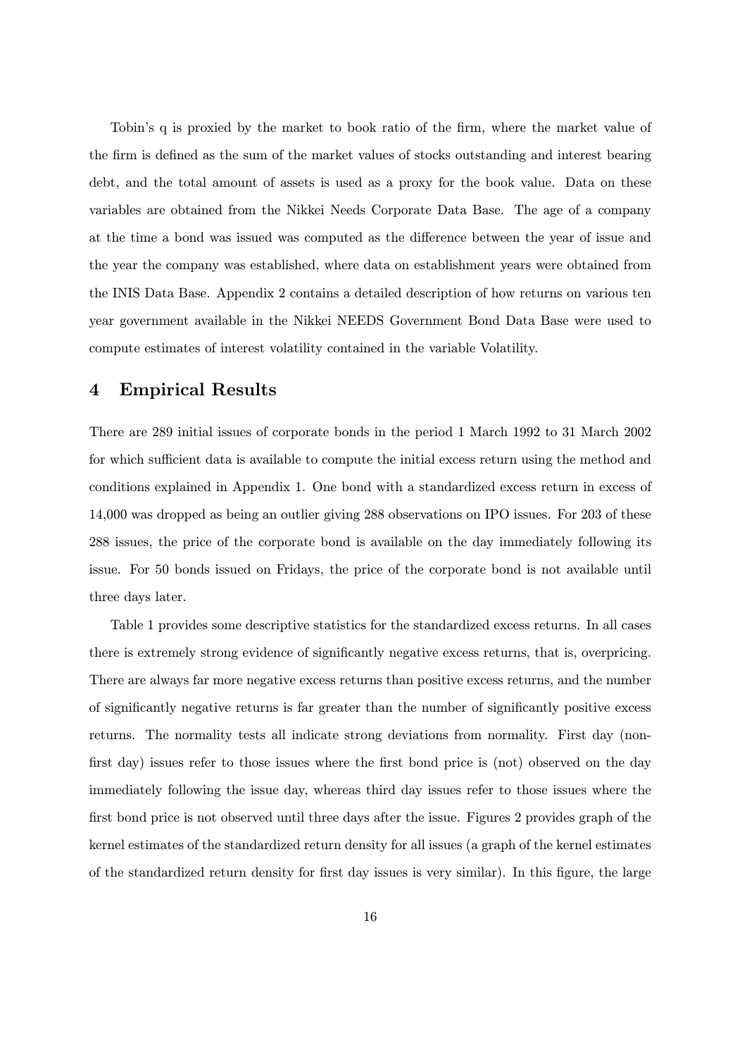Tobin's q is proxied by the market to book ratio of the firm, where the market value of the firm is defined as the sum of the market values of stocks outstanding and interest bearing debt, and the total amount of assets is used as a proxy for the book value. Data on these variables are obtained from the Nikkei Needs Corporate Data Base. The age of a company at the time a bond was issued was computed as the difference between the year of issue and the year the company was established, where data on establishment years were obtained from the INIS Data Base. Appendix 2 contains a detailed description of how returns on various ten year government available in the Nikkei NEEDS Government Bond Data Base were used to compute estimates of interest volatility contained in the variable Volatility.

# 4 Empirical Results

There are 289 initial issues of corporate bonds in the period 1 March 1992 to 31 March 2002 for which sufficient data is available to compute the initial excess return using the method and conditions explained in Appendix 1. One bond with a standardized excess return in excess of 14,000 was dropped as being an outlier giving 288 observations on IPO issues. For 203 of these 288 issues, the price of the corporate bond is available on the day immediately following its issue. For 50 bonds issued on Fridays, the price of the corporate bond is not available until three days later.

Table 1 provides some descriptive statistics for the standardized excess returns. In all cases there is extremely strong evidence of significantly negative excess returns, that is, overpricing. There are always far more negative excess returns than positive excess returns, and the number of significantly negative returns is far greater than the number of significantly positive excess returns. The normality tests all indicate strong deviations from normality. First day (non-first day) issues refer to those issues where the first bond price is (not) observed on the day immediately following the issue day, whereas third day issues refer to those issues where the first bond price is not observed until three days after the issue. Figures 2 provides graph of the kernel estimates of the standardized return density for all issues (a graph of the kernel estimates of the standardized return density for first day issues is very similar). In this figure, the large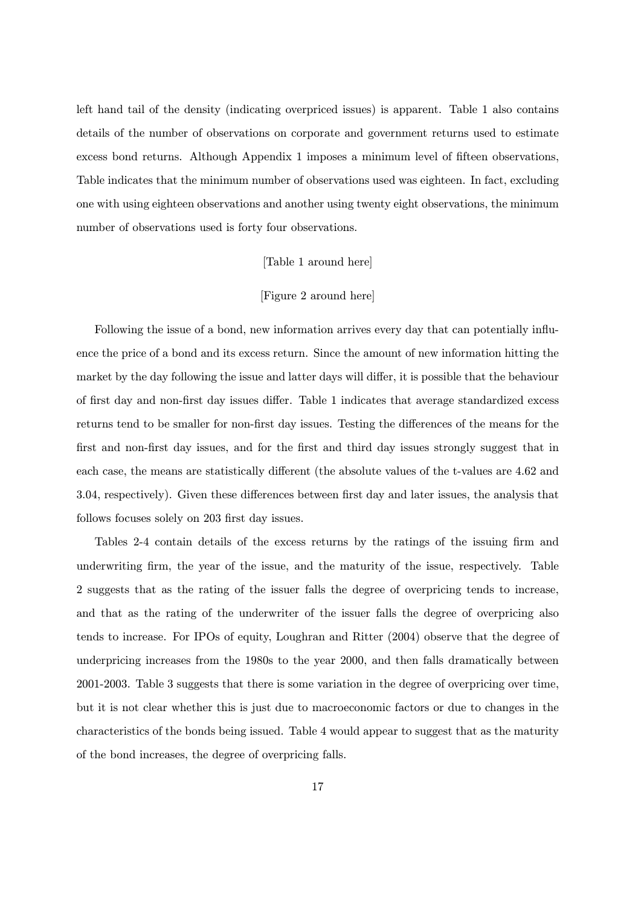left hand tail of the density (indicating overpriced issues) is apparent. Table 1 also contains details of the number of observations on corporate and government returns used to estimate excess bond returns. Although Appendix 1 imposes a minimum level of fifteen observations, Table indicates that the minimum number of observations used was eighteen. In fact, excluding one with using eighteen observations and another using twenty eight observations, the minimum number of observations used is forty four observations.

[Table 1 around here]

[Figure 2 around here]

Following the issue of a bond, new information arrives every day that can potentially influence the price of a bond and its excess return. Since the amount of new information hitting the market by the day following the issue and latter days will differ, it is possible that the behaviour of first day and non-first day issues differ. Table 1 indicates that average standardized excess returns tend to be smaller for non-first day issues. Testing the differences of the means for the first and non-first day issues, and for the first and third day issues strongly suggest that in each case, the means are statistically different (the absolute values of the t-values are 4.62 and 3.04, respectively). Given these differences between first day and later issues, the analysis that follows focuses solely on 203 first day issues.

Tables 2-4 contain details of the excess returns by the ratings of the issuing firm and underwriting firm, the year of the issue, and the maturity of the issue, respectively. Table 2 suggests that as the rating of the issuer falls the degree of overpricing tends to increase, and that as the rating of the underwriter of the issuer falls the degree of overpricing also tends to increase. For IPOs of equity, Loughran and Ritter (2004) observe that the degree of underpricing increases from the 1980s to the year 2000, and then falls dramatically between 2001-2003. Table 3 suggests that there is some variation in the degree of overpricing over time, but it is not clear whether this is just due to macroeconomic factors or due to changes in the characteristics of the bonds being issued. Table 4 would appear to suggest that as the maturity of the bond increases, the degree of overpricing falls.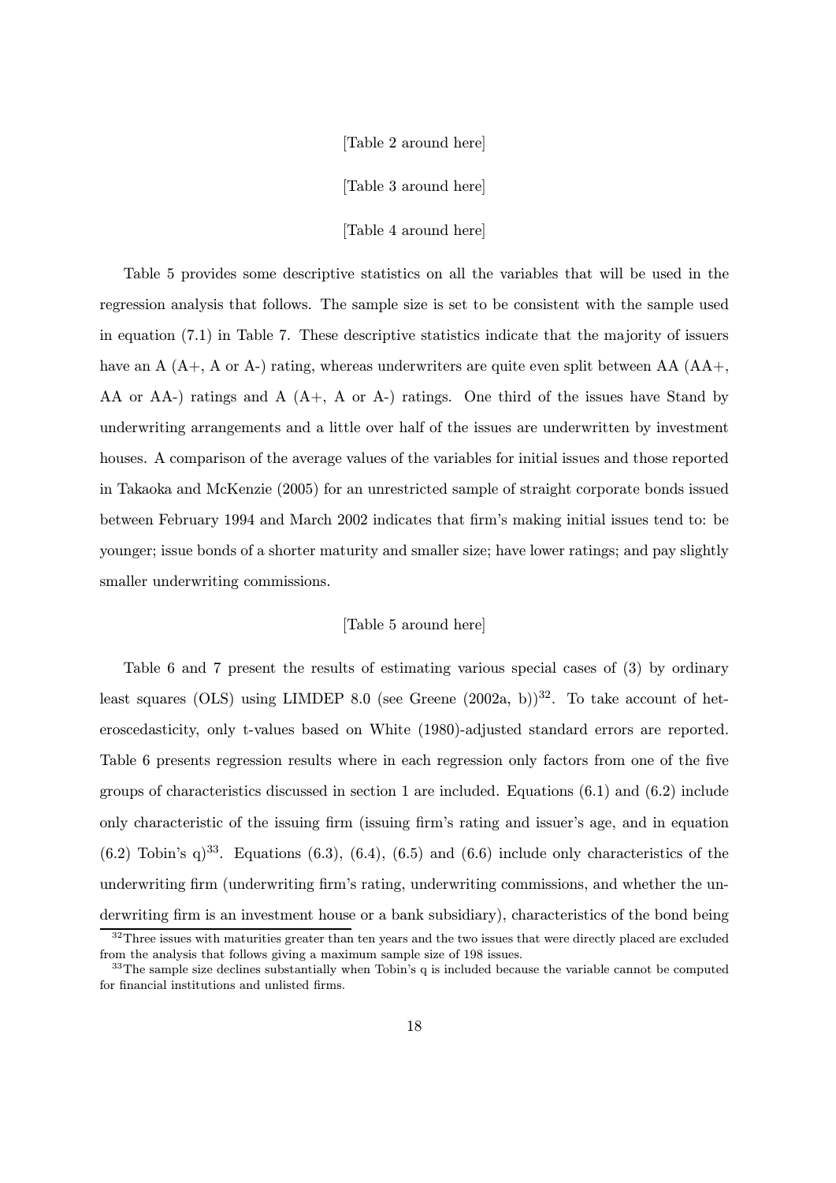[Table 2 around here]

[Table 3 around here]

[Table 4 around here]

Table 5 provides some descriptive statistics on all the variables that will be used in the regression analysis that follows. The sample size is set to be consistent with the sample used in equation (7.1) in Table 7. These descriptive statistics indicate that the majority of issuers have an A (A+, A or A-) rating, whereas underwriters are quite even split between AA (AA+, AA or AA-) ratings and A (A+, A or A-) ratings. One third of the issues have Stand by underwriting arrangements and a little over half of the issues are underwritten by investment houses. A comparison of the average values of the variables for initial issues and those reported in Takaoka and McKenzie (2005) for an unrestricted sample of straight corporate bonds issued between February 1994 and March 2002 indicates that firm's making initial issues tend to: be younger; issue bonds of a shorter maturity and smaller size; have lower ratings; and pay slightly smaller underwriting commissions.

[Table 5 around here]

Table 6 and 7 present the results of estimating various special cases of (3) by ordinary least squares (OLS) using LIMDEP 8.0 (see Greene (2002a, b))[32]. To take account of heteroscedasticity, only t-values based on White (1980)-adjusted standard errors are reported. Table 6 presents regression results where in each regression only factors from one of the five groups of characteristics discussed in section 1 are included. Equations (6.1) and (6.2) include only characteristic of the issuing firm (issuing firm's rating and issuer's age, and in equation (6.2) Tobin's q)[33]. Equations (6.3), (6.4), (6.5) and (6.6) include only characteristics of the underwriting firm (underwriting firm's rating, underwriting commissions, and whether the underwriting firm is an investment house or a bank subsidiary), characteristics of the bond being

[32] Three issues with maturities greater than ten years and the two issues that were directly placed are excluded from the analysis that follows giving a maximum sample size of 198 issues.

[33] The sample size declines substantially when Tobin's q is included because the variable cannot be computed for financial institutions and unlisted firms.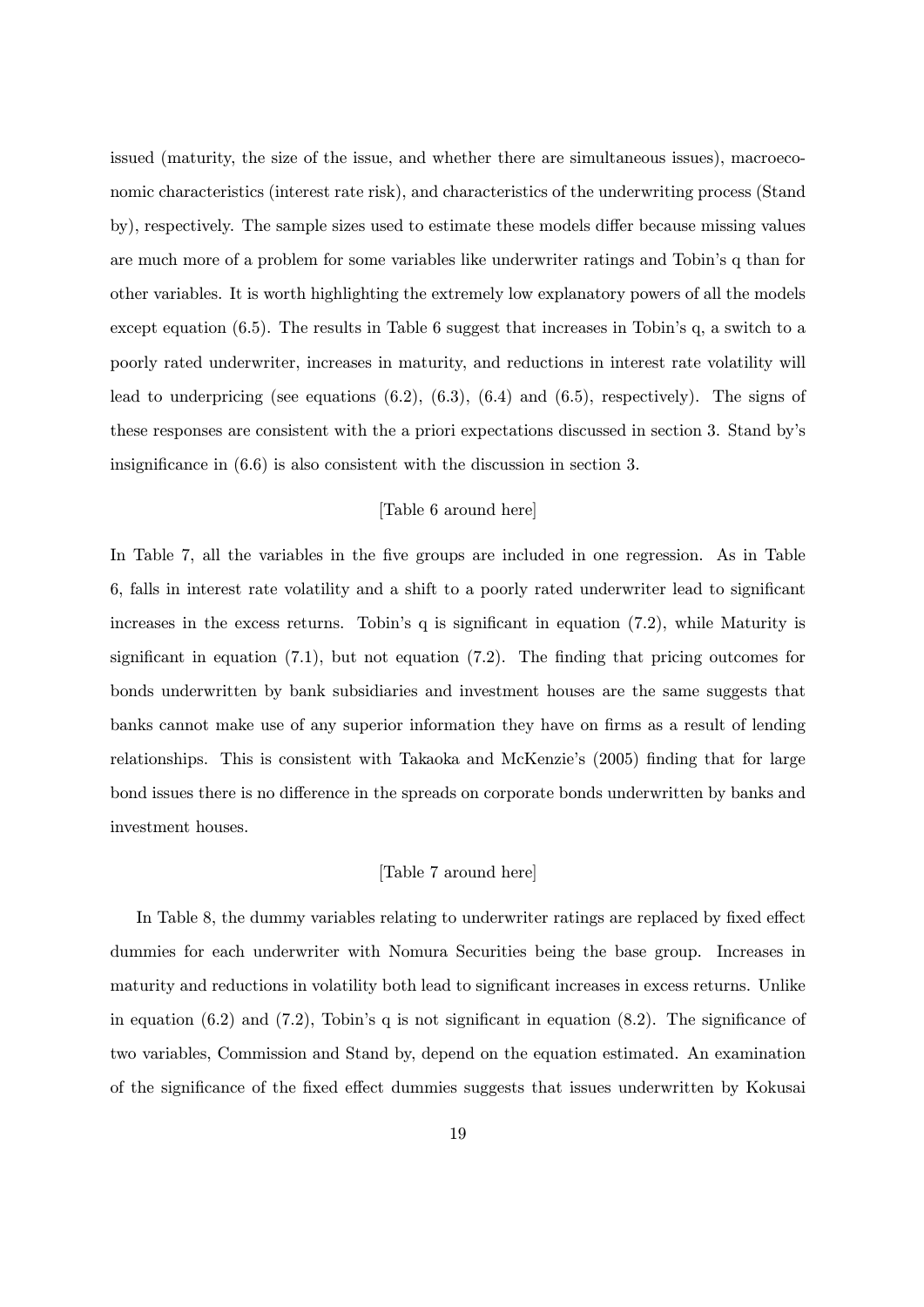issued (maturity, the size of the issue, and whether there are simultaneous issues), macroeconomic characteristics (interest rate risk), and characteristics of the underwriting process (Stand by), respectively. The sample sizes used to estimate these models differ because missing values are much more of a problem for some variables like underwriter ratings and Tobin's q than for other variables. It is worth highlighting the extremely low explanatory powers of all the models except equation (6.5). The results in Table 6 suggest that increases in Tobin's q, a switch to a poorly rated underwriter, increases in maturity, and reductions in interest rate volatility will lead to underpricing (see equations (6.2), (6.3), (6.4) and (6.5), respectively). The signs of these responses are consistent with the a priori expectations discussed in section 3. Stand by's insignificance in (6.6) is also consistent with the discussion in section 3.

[Table 6 around here]

In Table 7, all the variables in the five groups are included in one regression. As in Table 6, falls in interest rate volatility and a shift to a poorly rated underwriter lead to significant increases in the excess returns. Tobin's q is significant in equation (7.2), while Maturity is significant in equation (7.1), but not equation (7.2). The finding that pricing outcomes for bonds underwritten by bank subsidiaries and investment houses are the same suggests that banks cannot make use of any superior information they have on firms as a result of lending relationships. This is consistent with Takaoka and McKenzie's (2005) finding that for large bond issues there is no difference in the spreads on corporate bonds underwritten by banks and investment houses.

[Table 7 around here]

In Table 8, the dummy variables relating to underwriter ratings are replaced by fixed effect dummies for each underwriter with Nomura Securities being the base group. Increases in maturity and reductions in volatility both lead to significant increases in excess returns. Unlike in equation (6.2) and (7.2), Tobin's q is not significant in equation (8.2). The significance of two variables, Commission and Stand by, depend on the equation estimated. An examination of the significance of the fixed effect dummies suggests that issues underwritten by Kokusai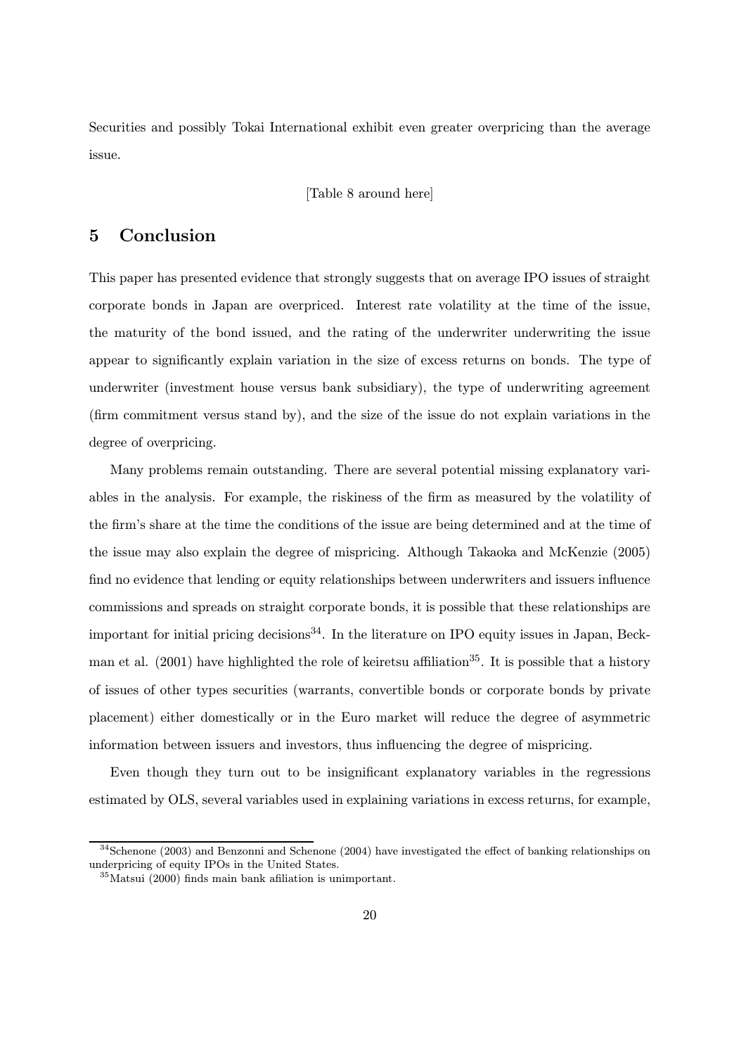Securities and possibly Tokai International exhibit even greater overpricing than the average issue.

[Table 8 around here]

## 5 Conclusion

This paper has presented evidence that strongly suggests that on average IPO issues of straight corporate bonds in Japan are overpriced. Interest rate volatility at the time of the issue, the maturity of the bond issued, and the rating of the underwriter underwriting the issue appear to significantly explain variation in the size of excess returns on bonds. The type of underwriter (investment house versus bank subsidiary), the type of underwriting agreement (firm commitment versus stand by), and the size of the issue do not explain variations in the degree of overpricing.

Many problems remain outstanding. There are several potential missing explanatory variables in the analysis. For example, the riskiness of the firm as measured by the volatility of the firm's share at the time the conditions of the issue are being determined and at the time of the issue may also explain the degree of mispricing. Although Takaoka and McKenzie (2005) find no evidence that lending or equity relationships between underwriters and issuers influence commissions and spreads on straight corporate bonds, it is possible that these relationships are important for initial pricing decisions[34]. In the literature on IPO equity issues in Japan, Beckman et al. (2001) have highlighted the role of keiretsu affiliation[35]. It is possible that a history of issues of other types securities (warrants, convertible bonds or corporate bonds by private placement) either domestically or in the Euro market will reduce the degree of asymmetric information between issuers and investors, thus influencing the degree of mispricing.

Even though they turn out to be insignificant explanatory variables in the regressions estimated by OLS, several variables used in explaining variations in excess returns, for example,

---

[34] Schenone (2003) and Benzonni and Schenone (2004) have investigated the effect of banking relationships on underpricing of equity IPOs in the United States.

[35] Matsui (2000) finds main bank afiliation is unimportant.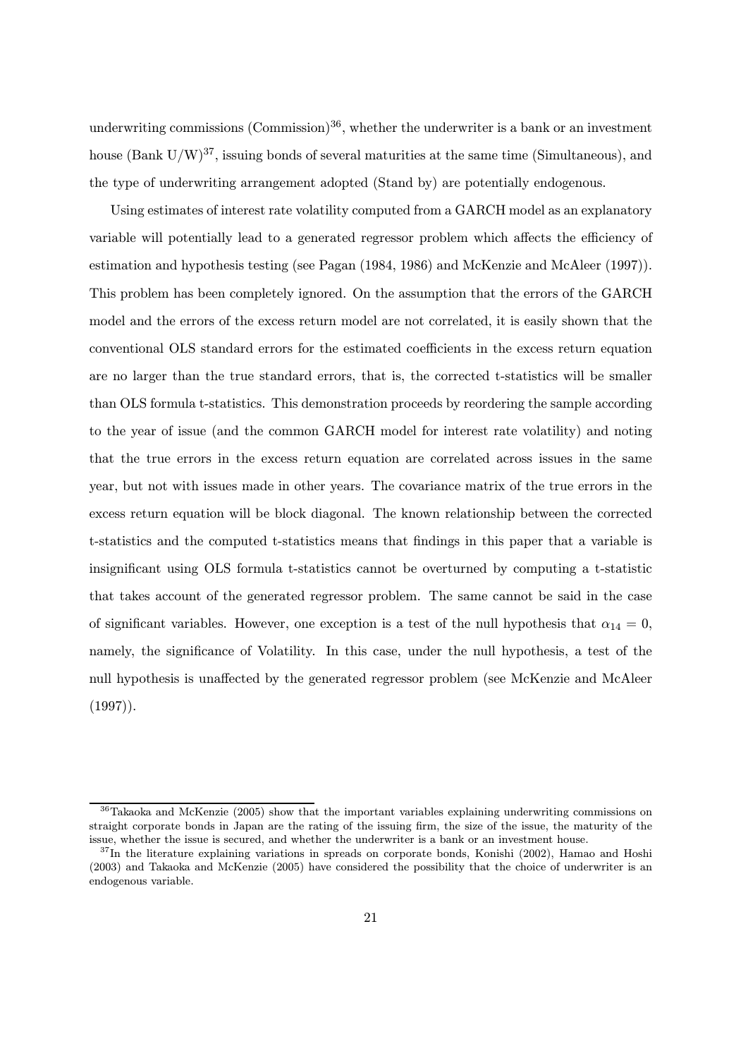underwriting commissions (Commission)[36], whether the underwriter is a bank or an investment house (Bank U/W)[37], issuing bonds of several maturities at the same time (Simultaneous), and the type of underwriting arrangement adopted (Stand by) are potentially endogenous.

Using estimates of interest rate volatility computed from a GARCH model as an explanatory variable will potentially lead to a generated regressor problem which affects the efficiency of estimation and hypothesis testing (see Pagan (1984, 1986) and McKenzie and McAleer (1997)). This problem has been completely ignored. On the assumption that the errors of the GARCH model and the errors of the excess return model are not correlated, it is easily shown that the conventional OLS standard errors for the estimated coefficients in the excess return equation are no larger than the true standard errors, that is, the corrected t-statistics will be smaller than OLS formula t-statistics. This demonstration proceeds by reordering the sample according to the year of issue (and the common GARCH model for interest rate volatility) and noting that the true errors in the excess return equation are correlated across issues in the same year, but not with issues made in other years. The covariance matrix of the true errors in the excess return equation will be block diagonal. The known relationship between the corrected t-statistics and the computed t-statistics means that findings in this paper that a variable is insignificant using OLS formula t-statistics cannot be overturned by computing a t-statistic that takes account of the generated regressor problem. The same cannot be said in the case of significant variables. However, one exception is a test of the null hypothesis that $\alpha_{14} = 0$, namely, the significance of Volatility. In this case, under the null hypothesis, a test of the null hypothesis is unaffected by the generated regressor problem (see McKenzie and McAleer (1997)).

[36] Takaoka and McKenzie (2005) show that the important variables explaining underwriting commissions on straight corporate bonds in Japan are the rating of the issuing firm, the size of the issue, the maturity of the issue, whether the issue is secured, and whether the underwriter is a bank or an investment house.

[37] In the literature explaining variations in spreads on corporate bonds, Konishi (2002), Hamao and Hoshi (2003) and Takaoka and McKenzie (2005) have considered the possibility that the choice of underwriter is an endogenous variable.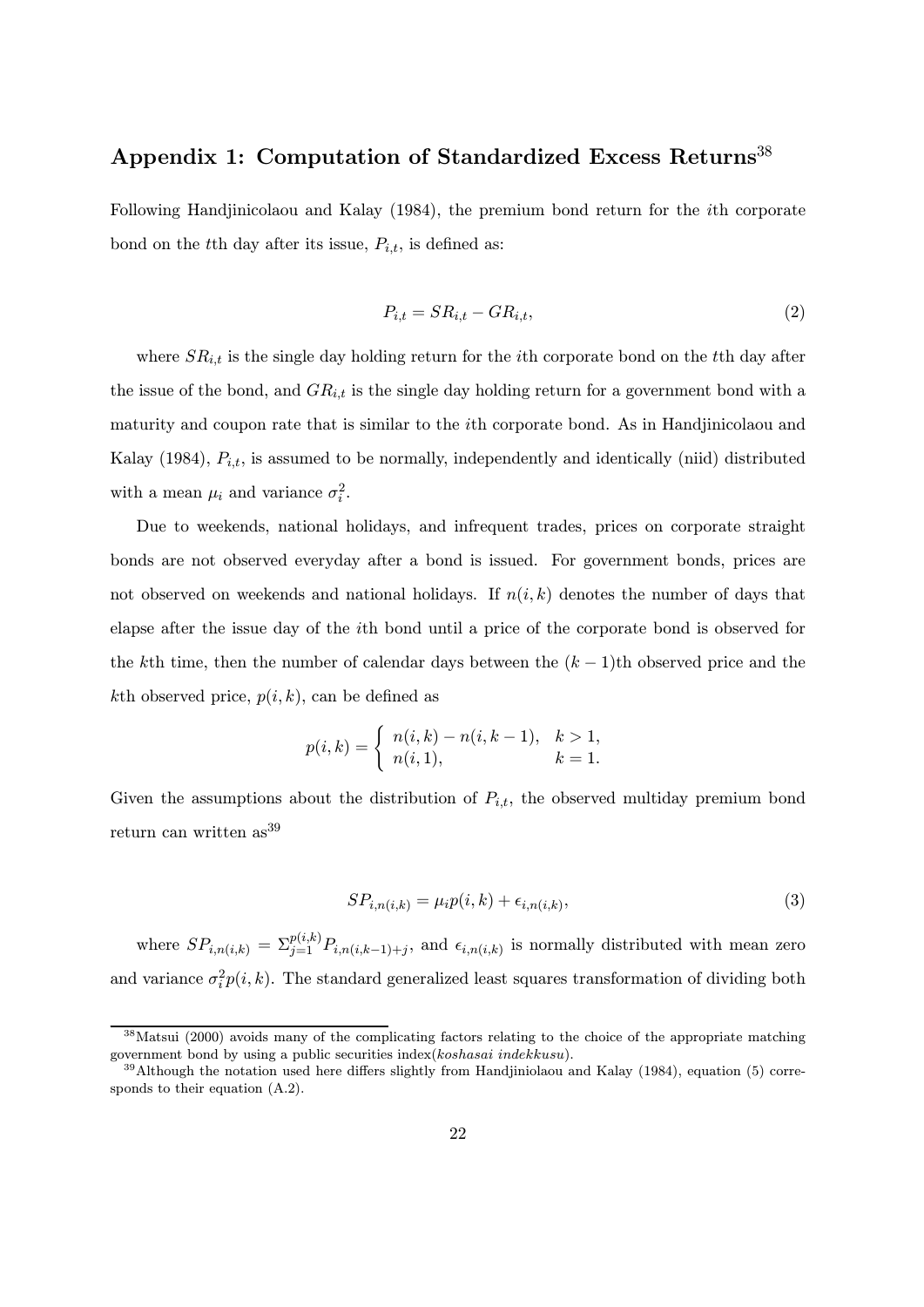## Appendix 1: Computation of Standardized Excess Returns[38]

Following Handjinicolaou and Kalay (1984), the premium bond return for the $i$th corporate bond on the $t$th day after its issue, $P_{i,t}$, is defined as:

$$P_{i,t} = SR_{i,t} - GR_{i,t}, \tag{2}$$

where $SR_{i,t}$ is the single day holding return for the $i$th corporate bond on the $t$th day after the issue of the bond, and $GR_{i,t}$ is the single day holding return for a government bond with a maturity and coupon rate that is similar to the $i$th corporate bond. As in Handjinicolaou and Kalay (1984), $P_{i,t}$, is assumed to be normally, independently and identically (niid) distributed with a mean $\mu_i$ and variance $\sigma_i^2$.

Due to weekends, national holidays, and infrequent trades, prices on corporate straight bonds are not observed everyday after a bond is issued. For government bonds, prices are not observed on weekends and national holidays. If $n(i,k)$ denotes the number of days that elapse after the issue day of the $i$th bond until a price of the corporate bond is observed for the $k$th time, then the number of calendar days between the $(k-1)$th observed price and the $k$th observed price, $p(i,k)$, can be defined as

$$p(i,k) = \begin{cases} n(i,k) - n(i,k-1), & k > 1, \\ n(i,1), & k = 1. \end{cases}$$

Given the assumptions about the distribution of $P_{i,t}$, the observed multiday premium bond return can written as[39]

$$SP_{i,n(i,k)} = \mu_i p(i,k) + \epsilon_{i,n(i,k)}, \tag{3}$$

where $SP_{i,n(i,k)} = \Sigma_{j=1}^{p(i,k)} P_{i,n(i,k-1)+j}$, and $\epsilon_{i,n(i,k)}$ is normally distributed with mean zero and variance $\sigma_i^2 p(i,k)$. The standard generalized least squares transformation of dividing both

---

[38] Matsui (2000) avoids many of the complicating factors relating to the choice of the appropriate matching government bond by using a public securities index(*koshasai indekkusu*).

[39] Although the notation used here differs slightly from Handjiniolaou and Kalay (1984), equation (5) corresponds to their equation (A.2).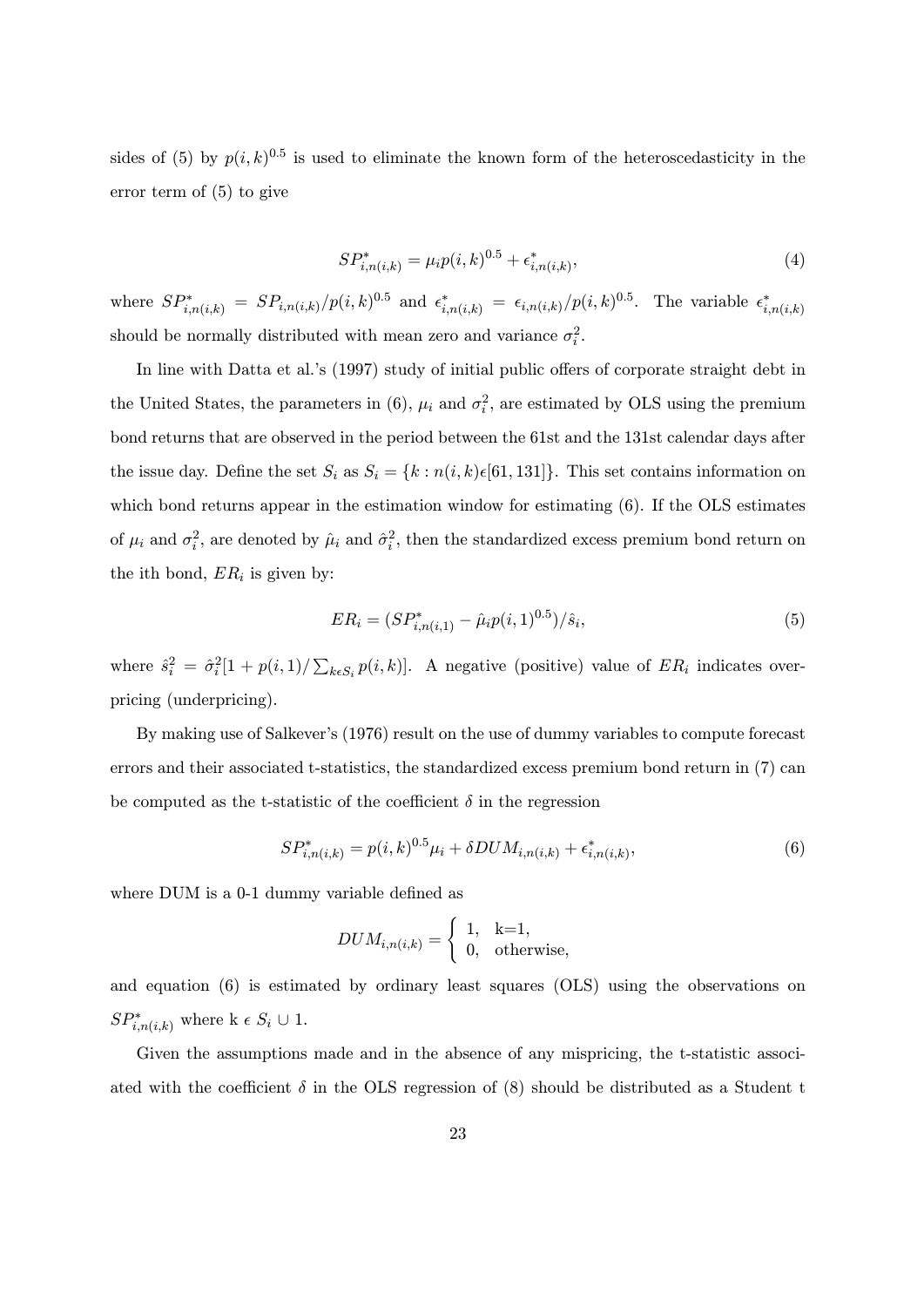sides of (5) by $p(i,k)^{0.5}$ is used to eliminate the known form of the heteroscedasticity in the error term of (5) to give

$$SP^*_{i,n(i,k)} = \mu_i p(i,k)^{0.5} + \epsilon^*_{i,n(i,k)}, \tag{4}$$

where $SP^*_{i,n(i,k)} = SP_{i,n(i,k)}/p(i,k)^{0.5}$ and $\epsilon^*_{i,n(i,k)} = \epsilon_{i,n(i,k)}/p(i,k)^{0.5}$. The variable $\epsilon^*_{i,n(i,k)}$ should be normally distributed with mean zero and variance $\sigma_i^2$.

In line with Datta et al.'s (1997) study of initial public offers of corporate straight debt in the United States, the parameters in (6), $\mu_i$ and $\sigma_i^2$, are estimated by OLS using the premium bond returns that are observed in the period between the 61st and the 131st calendar days after the issue day. Define the set $S_i$ as $S_i = \{k : n(i,k)\epsilon[61, 131]\}$. This set contains information on which bond returns appear in the estimation window for estimating (6). If the OLS estimates of $\mu_i$ and $\sigma_i^2$, are denoted by $\hat{\mu}_i$ and $\hat{\sigma}_i^2$, then the standardized excess premium bond return on the ith bond, $ER_i$ is given by:

$$ER_i = (SP^*_{i,n(i,1)} - \hat{\mu}_i p(i,1)^{0.5})/\hat{s}_i, \tag{5}$$

where $\hat{s}_i^2 = \hat{\sigma}_i^2[1 + p(i,1)/\sum_{k\epsilon S_i} p(i,k)]$. A negative (positive) value of $ER_i$ indicates overpricing (underpricing).

By making use of Salkever's (1976) result on the use of dummy variables to compute forecast errors and their associated t-statistics, the standardized excess premium bond return in (7) can be computed as the t-statistic of the coefficient $\delta$ in the regression

$$SP^*_{i,n(i,k)} = p(i,k)^{0.5}\mu_i + \delta DUM_{i,n(i,k)} + \epsilon^*_{i,n(i,k)}, \tag{6}$$

where DUM is a 0-1 dummy variable defined as

$$DUM_{i,n(i,k)} = \begin{cases} 1, & \text{k=1,} \\ 0, & \text{otherwise,} \end{cases}$$

and equation (6) is estimated by ordinary least squares (OLS) using the observations on $SP^*_{i,n(i,k)}$ where k $\epsilon$ $S_i \cup 1$.

Given the assumptions made and in the absence of any mispricing, the t-statistic associated with the coefficient $\delta$ in the OLS regression of (8) should be distributed as a Student t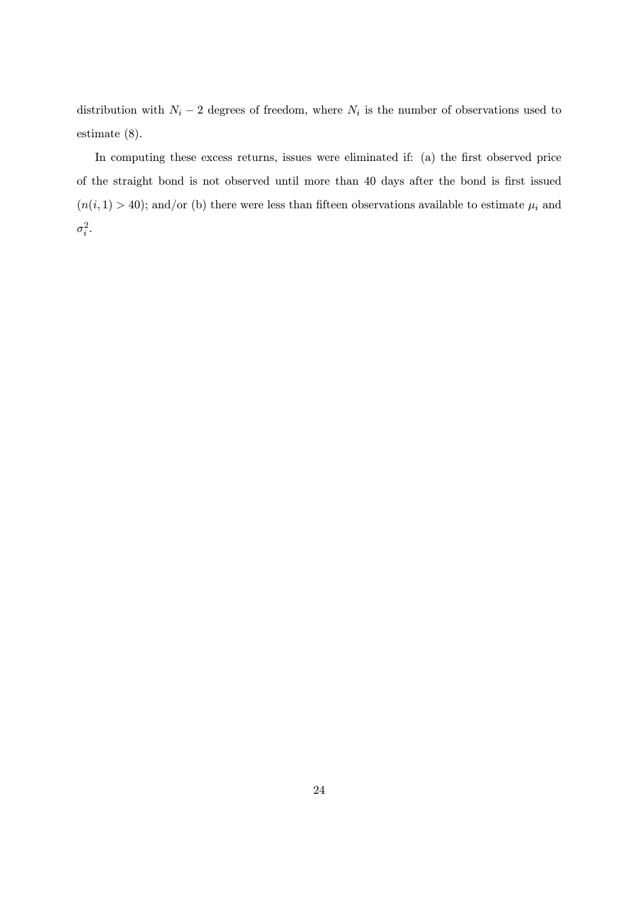distribution with $N_i - 2$ degrees of freedom, where $N_i$ is the number of observations used to estimate (8).

In computing these excess returns, issues were eliminated if: (a) the first observed price of the straight bond is not observed until more than 40 days after the bond is first issued ($n(i, 1) > 40$); and/or (b) there were less than fifteen observations available to estimate $\mu_i$ and $\sigma_i^2$.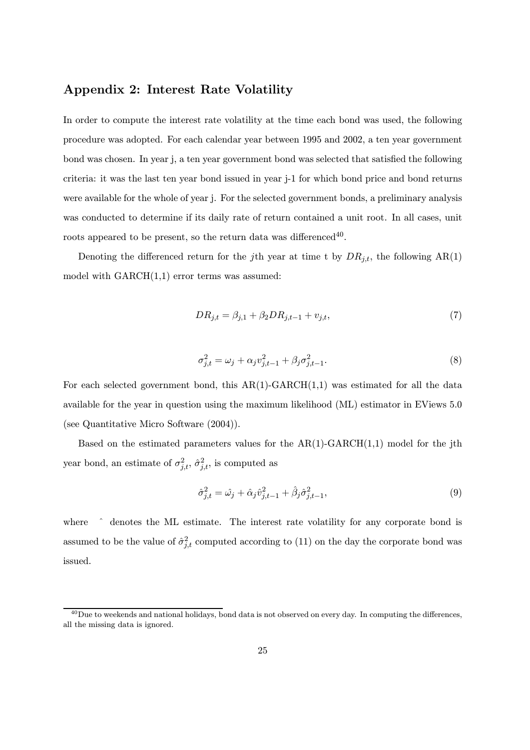## Appendix 2: Interest Rate Volatility

In order to compute the interest rate volatility at the time each bond was used, the following procedure was adopted. For each calendar year between 1995 and 2002, a ten year government bond was chosen. In year j, a ten year government bond was selected that satisfied the following criteria: it was the last ten year bond issued in year j-1 for which bond price and bond returns were available for the whole of year j. For the selected government bonds, a preliminary analysis was conducted to determine if its daily rate of return contained a unit root. In all cases, unit roots appeared to be present, so the return data was differenced[40].

Denoting the differenced return for the $j$th year at time t by $DR_{j,t}$, the following AR(1) model with GARCH(1,1) error terms was assumed:

$$DR_{j,t} = \beta_{j,1} + \beta_2 DR_{j,t-1} + v_{j,t}, \tag{7}$$

$$\sigma^2_{j,t} = \omega_j + \alpha_j v^2_{j,t-1} + \beta_j \sigma^2_{j,t-1}. \tag{8}$$

For each selected government bond, this AR(1)-GARCH(1,1) was estimated for all the data available for the year in question using the maximum likelihood (ML) estimator in EViews 5.0 (see Quantitative Micro Software (2004)).

Based on the estimated parameters values for the AR(1)-GARCH(1,1) model for the jth year bond, an estimate of $\sigma^2_{j,t}$, $\hat{\sigma}^2_{j,t}$, is computed as

$$\hat{\sigma}^2_{j,t} = \hat{\omega_j} + \hat{\alpha}_j \hat{v}^2_{j,t-1} + \hat{\beta}_j \hat{\sigma}^2_{j,t-1}, \tag{9}$$

where $\hat{}$ denotes the ML estimate. The interest rate volatility for any corporate bond is assumed to be the value of $\hat{\sigma}^2_{j,t}$ computed according to (11) on the day the corporate bond was issued.

[40] Due to weekends and national holidays, bond data is not observed on every day. In computing the differences, all the missing data is ignored.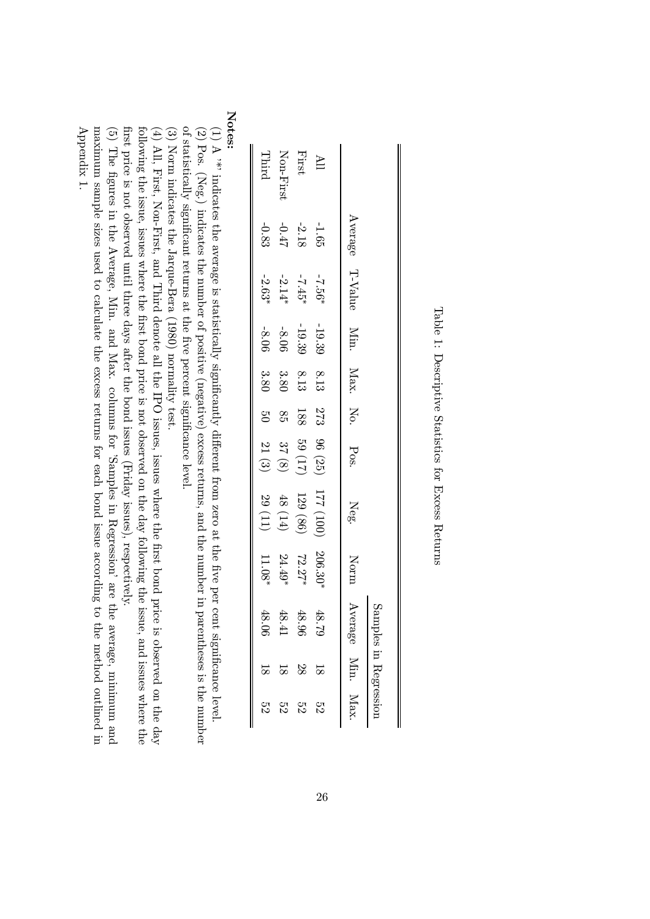Table 1: Descriptive Statistics for Excess Returns

| | Average | T-Value | Min. | Max. | No. | Pos. | Neg. | Norm | Samples in Regression | | |
|---|---|---|---|---|---|---|---|---|---|---|---|
| | | | | | | | | | Average | Min. | Max. |
| All | -1.65 | -7.56* | -19.39 | 8.13 | 273 | 96 (25) | 177 (100) | 206.30* | 48.79 | 18 | 52 |
| First | -2.18 | -7.45* | -19.39 | 8.13 | 188 | 59 (17) | 129 (86) | 72.27* | 48.96 | 28 | 52 |
| Non-First | -0.47 | -2.14* | -8.06 | 3.80 | 85 | 37 (8) | 48 (14) | 24.49* | 48.41 | 18 | 52 |
| Third | -0.83 | -2.63* | -8.06 | 3.80 | 50 | 21 (3) | 29 (11) | 11.08* | 48.06 | 18 | 52 |

**Notes:**

(1) A '*' indicates the average is statistically significantly different from zero at the five per cent significance level.

(2) Pos. (Neg.) indicates the number of positive (negative) excess returns, and the number in parentheses is the number of statistically significant returns at the five percent significance level.

(3) Norm indicates the Jarque-Bera (1980) normality test.

(4) All, First, Non-First, and Third denote all the IPO issues, issues where the first bond price is observed on the day following the issue, issues where the first bond price is not observed on the day following the issue, and issues where the first price is not observed until three days after the bond issues (Friday issues), respectively.

(5) The figures in the Average, Min. and Max. columns for 'Samples in Regression' are the average, minimum and maximum sample sizes used to calculate the excess returns for each bond issue according to the method outlined in Appendix 1.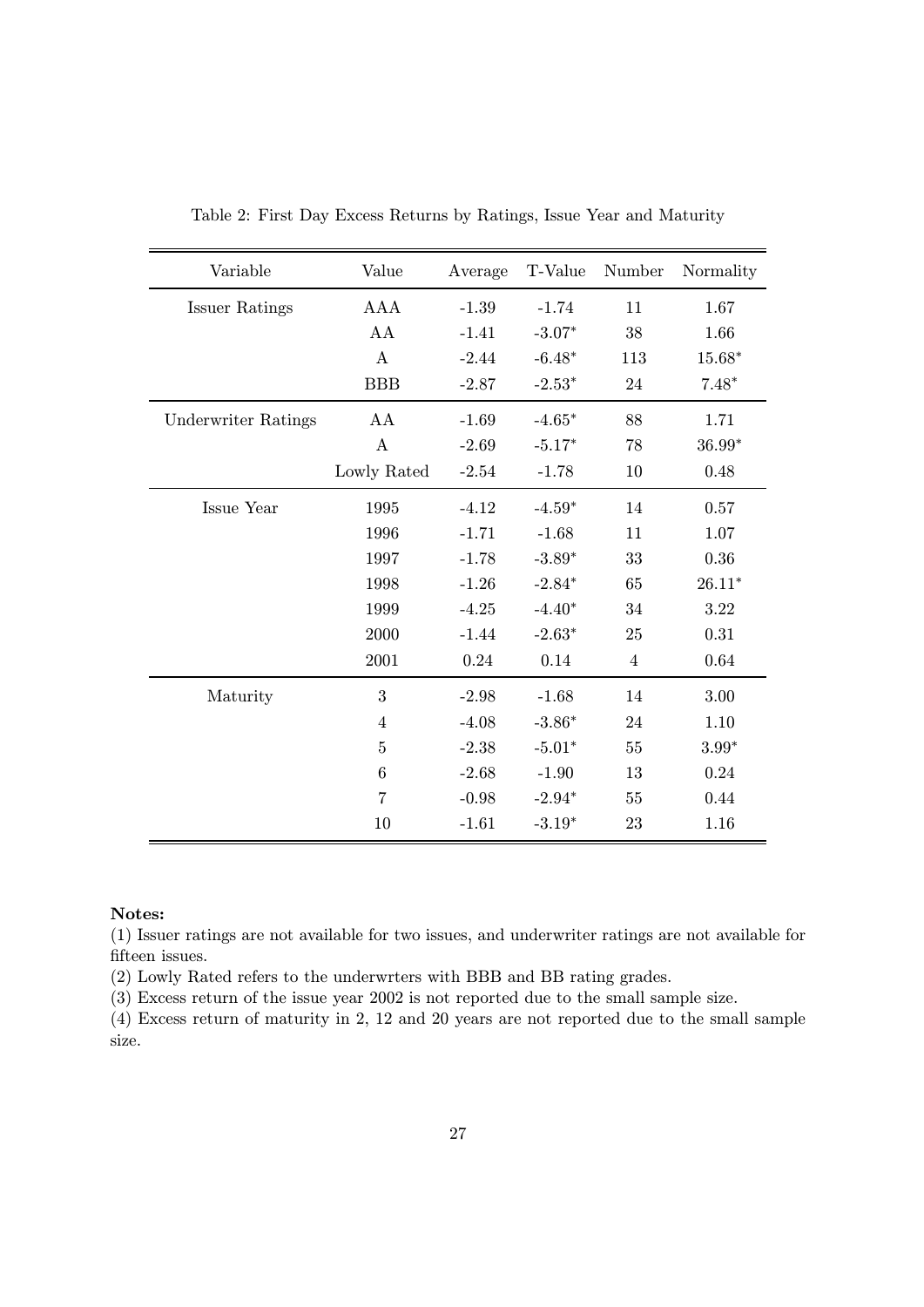Table 2: First Day Excess Returns by Ratings, Issue Year and Maturity

| Variable | Value | Average | T-Value | Number | Normality |
|---|---|---|---|---|---|
| Issuer Ratings | AAA | -1.39 | -1.74 | 11 | 1.67 |
| | AA | -1.41 | -3.07* | 38 | 1.66 |
| | A | -2.44 | -6.48* | 113 | 15.68* |
| | BBB | -2.87 | -2.53* | 24 | 7.48* |
| Underwriter Ratings | AA | -1.69 | -4.65* | 88 | 1.71 |
| | A | -2.69 | -5.17* | 78 | 36.99* |
| | Lowly Rated | -2.54 | -1.78 | 10 | 0.48 |
| Issue Year | 1995 | -4.12 | -4.59* | 14 | 0.57 |
| | 1996 | -1.71 | -1.68 | 11 | 1.07 |
| | 1997 | -1.78 | -3.89* | 33 | 0.36 |
| | 1998 | -1.26 | -2.84* | 65 | 26.11* |
| | 1999 | -4.25 | -4.40* | 34 | 3.22 |
| | 2000 | -1.44 | -2.63* | 25 | 0.31 |
| | 2001 | 0.24 | 0.14 | 4 | 0.64 |
| Maturity | 3 | -2.98 | -1.68 | 14 | 3.00 |
| | 4 | -4.08 | -3.86* | 24 | 1.10 |
| | 5 | -2.38 | -5.01* | 55 | 3.99* |
| | 6 | -2.68 | -1.90 | 13 | 0.24 |
| | 7 | -0.98 | -2.94* | 55 | 0.44 |
| | 10 | -1.61 | -3.19* | 23 | 1.16 |

**Notes:**

(1) Issuer ratings are not available for two issues, and underwriter ratings are not available for fifteen issues.

(2) Lowly Rated refers to the underwrters with BBB and BB rating grades.

(3) Excess return of the issue year 2002 is not reported due to the small sample size.

(4) Excess return of maturity in 2, 12 and 20 years are not reported due to the small sample size.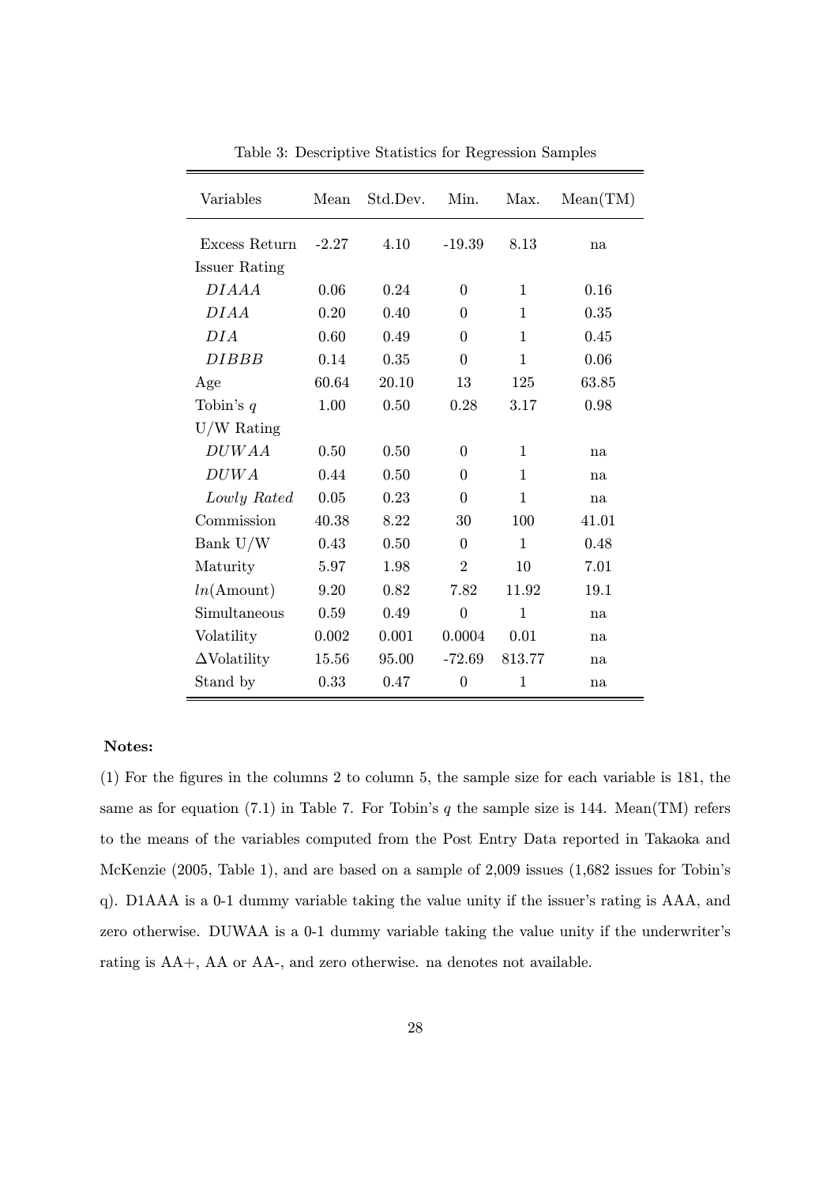Table 3: Descriptive Statistics for Regression Samples

| Variables | Mean | Std.Dev. | Min. | Max. | Mean(TM) |
|---|---|---|---|---|---|
| Excess Return | -2.27 | 4.10 | -19.39 | 8.13 | na |
| Issuer Rating | | | | | |
| $DIAAA$ | 0.06 | 0.24 | 0 | 1 | 0.16 |
| $DIAA$ | 0.20 | 0.40 | 0 | 1 | 0.35 |
| $DIA$ | 0.60 | 0.49 | 0 | 1 | 0.45 |
| $DIBBB$ | 0.14 | 0.35 | 0 | 1 | 0.06 |
| Age | 60.64 | 20.10 | 13 | 125 | 63.85 |
| Tobin's $q$ | 1.00 | 0.50 | 0.28 | 3.17 | 0.98 |
| U/W Rating | | | | | |
| $DUWAA$ | 0.50 | 0.50 | 0 | 1 | na |
| $DUWA$ | 0.44 | 0.50 | 0 | 1 | na |
| *Lowly Rated* | 0.05 | 0.23 | 0 | 1 | na |
| Commission | 40.38 | 8.22 | 30 | 100 | 41.01 |
| Bank U/W | 0.43 | 0.50 | 0 | 1 | 0.48 |
| Maturity | 5.97 | 1.98 | 2 | 10 | 7.01 |
| $ln$(Amount) | 9.20 | 0.82 | 7.82 | 11.92 | 19.1 |
| Simultaneous | 0.59 | 0.49 | 0 | 1 | na |
| Volatility | 0.002 | 0.001 | 0.0004 | 0.01 | na |
| $\Delta$Volatility | 15.56 | 95.00 | -72.69 | 813.77 | na |
| Stand by | 0.33 | 0.47 | 0 | 1 | na |

**Notes:**

(1) For the figures in the columns 2 to column 5, the sample size for each variable is 181, the same as for equation (7.1) in Table 7. For Tobin's $q$ the sample size is 144. Mean(TM) refers to the means of the variables computed from the Post Entry Data reported in Takaoka and McKenzie (2005, Table 1), and are based on a sample of 2,009 issues (1,682 issues for Tobin's q). D1AAA is a 0-1 dummy variable taking the value unity if the issuer's rating is AAA, and zero otherwise. DUWAA is a 0-1 dummy variable taking the value unity if the underwriter's rating is AA+, AA or AA-, and zero otherwise. na denotes not available.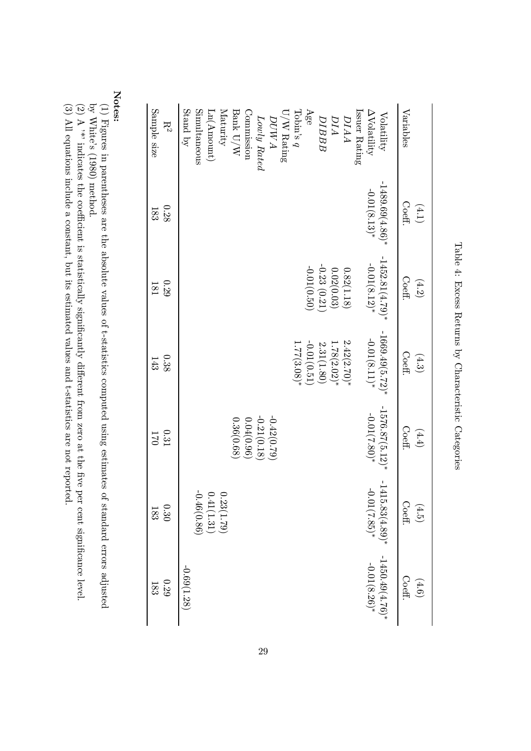Table 4: Excess Returns by Characteristic Categories

| Variables | (4.1) Coeff. | (4.2) Coeff. | (4.3) Coeff. | (4.4) Coeff. | (4.5) Coeff. | (4.6) Coeff. |
|---|---|---|---|---|---|---|
| Volatility | -1489.69(4.86)* | -1452.81(4.79)* | -1669.49(5.72)* | -1576.87(5.12)* | -1415.83(4.89)* | -1450.49(4.76)* |
| ΔVolatility | -0.01(8.13)* | -0.01(8.12)* | -0.01(8.11)* | -0.01(7.80)* | -0.01(7.85)* | -0.01(8.26)* |
| Issuer Rating | | | | | | |
| *DIAA* | | 0.82(1.18) | 2.42(2.70)* | | | |
| *DIA* | | 0.02(0.03) | 1.78(2.02)* | | | |
| *DIBBB* | | -0.23 (0.21) | 2.31(1.80) | | | |
| Age | | -0.01(0.50) | -0.01(0.51) | | | |
| Tobin's $q$ | | | 1.77(3.08)* | | | |
| U/W Rating | | | | | | |
| *DUWA* | | | | -0.42(0.79) | | |
| *Lowly Rated* | | | | -0.21(0.18) | | |
| Commission | | | | 0.04(0.96) | | |
| Bank U/W | | | | 0.36(0.68) | | |
| Maturity | | | | | 0.23(1.79) | |
| Ln(Amount) | | | | | 0.41(1.31) | |
| Simultaneous | | | | | -0.46(0.86) | |
| Stand by | | | | | | -0.69(1.28) |
| $R^2$ | 0.28 | 0.29 | 0.38 | 0.31 | 0.30 | 0.29 |
| Sample size | 183 | 181 | 143 | 170 | 183 | 183 |

**Notes:**

(1) Figures in parentheses are the absolute values of t-statistics computed using estimates of standard errors adjusted by White's (1980) method.

(2) A '*' indicates the coefficient is statistically significantly different from zero at the five per cent significance level.

(3) All equations include a constant, but its estimated values and t-statistics are not reported.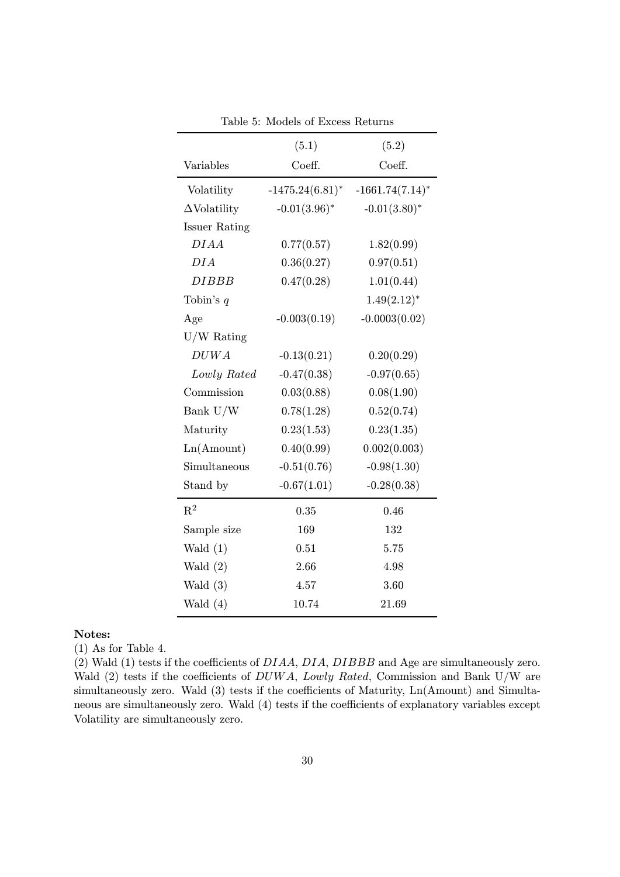Table 5: Models of Excess Returns

| Variables | (5.1) Coeff. | (5.2) Coeff. |
|---|---|---|
| Volatility | -1475.24(6.81)* | -1661.74(7.14)* |
| ΔVolatility | -0.01(3.96)* | -0.01(3.80)* |
| Issuer Rating | | |
| *DIAA* | 0.77(0.57) | 1.82(0.99) |
| *DIA* | 0.36(0.27) | 0.97(0.51) |
| *DIBBB* | 0.47(0.28) | 1.01(0.44) |
| Tobin's $q$ | | 1.49(2.12)* |
| Age | -0.003(0.19) | -0.0003(0.02) |
| U/W Rating | | |
| *DUWA* | -0.13(0.21) | 0.20(0.29) |
| *Lowly Rated* | -0.47(0.38) | -0.97(0.65) |
| Commission | 0.03(0.88) | 0.08(1.90) |
| Bank U/W | 0.78(1.28) | 0.52(0.74) |
| Maturity | 0.23(1.53) | 0.23(1.35) |
| Ln(Amount) | 0.40(0.99) | 0.002(0.003) |
| Simultaneous | -0.51(0.76) | -0.98(1.30) |
| Stand by | -0.67(1.01) | -0.28(0.38) |
| $R^2$ | 0.35 | 0.46 |
| Sample size | 169 | 132 |
| Wald (1) | 0.51 | 5.75 |
| Wald (2) | 2.66 | 4.98 |
| Wald (3) | 4.57 | 3.60 |
| Wald (4) | 10.74 | 21.69 |

**Notes:**

(1) As for Table 4.

(2) Wald (1) tests if the coefficients of *DIAA*, *DIA*, *DIBBB* and Age are simultaneously zero. Wald (2) tests if the coefficients of *DUWA*, *Lowly Rated*, Commission and Bank U/W are simultaneously zero. Wald (3) tests if the coefficients of Maturity, Ln(Amount) and Simultaneous are simultaneously zero. Wald (4) tests if the coefficients of explanatory variables except Volatility are simultaneously zero.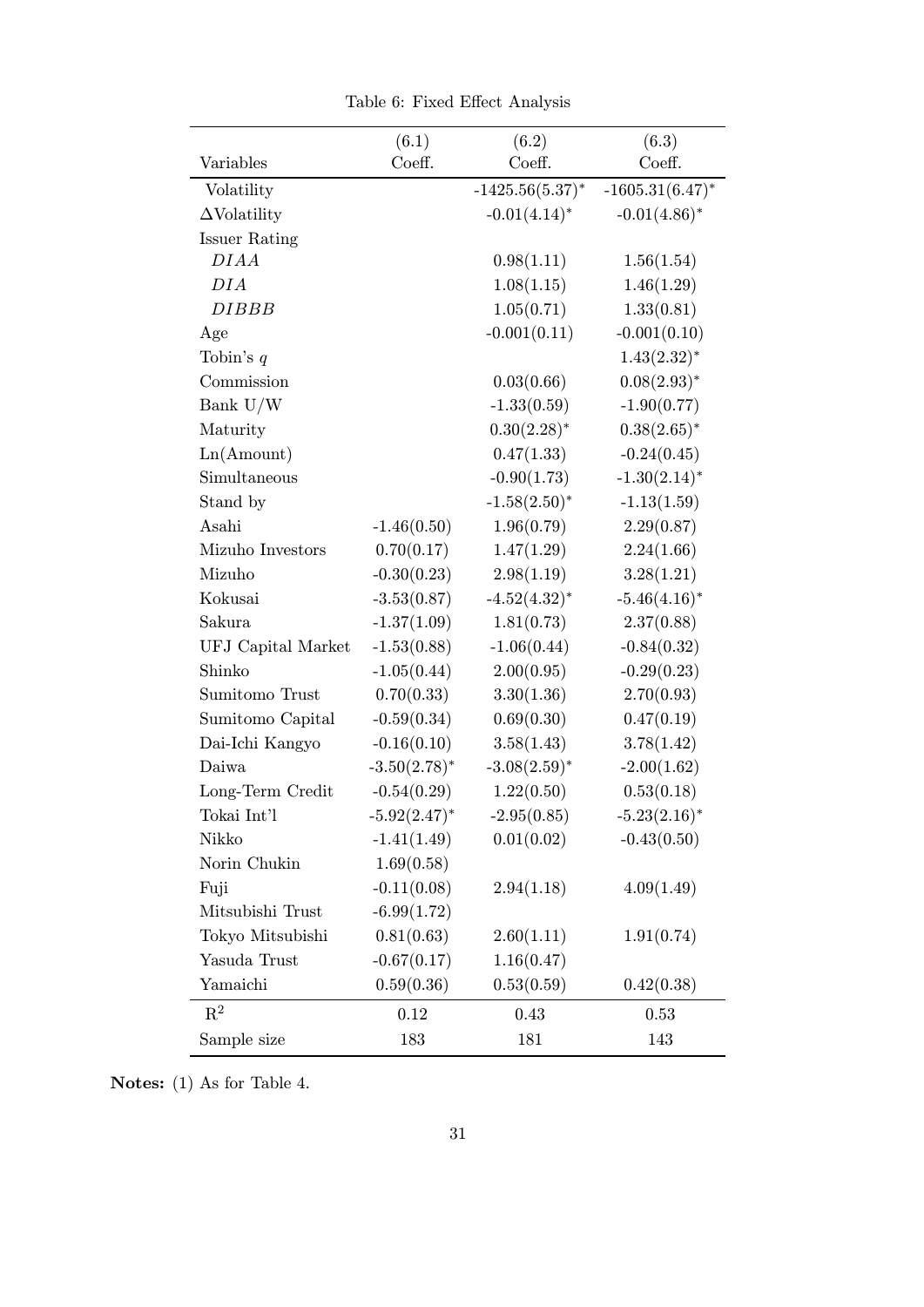Table 6: Fixed Effect Analysis

| Variables | (6.1) Coeff. | (6.2) Coeff. | (6.3) Coeff. |
|---|---|---|---|
| Volatility | | -1425.56(5.37)* | -1605.31(6.47)* |
| $\Delta$Volatility | | -0.01(4.14)* | -0.01(4.86)* |
| Issuer Rating | | | |
| *DIAA* | | 0.98(1.11) | 1.56(1.54) |
| *DIA* | | 1.08(1.15) | 1.46(1.29) |
| *DIBBB* | | 1.05(0.71) | 1.33(0.81) |
| Age | | -0.001(0.11) | -0.001(0.10) |
| Tobin's $q$ | | | 1.43(2.32)* |
| Commission | | 0.03(0.66) | 0.08(2.93)* |
| Bank U/W | | -1.33(0.59) | -1.90(0.77) |
| Maturity | | 0.30(2.28)* | 0.38(2.65)* |
| Ln(Amount) | | 0.47(1.33) | -0.24(0.45) |
| Simultaneous | | -0.90(1.73) | -1.30(2.14)* |
| Stand by | | -1.58(2.50)* | -1.13(1.59) |
| Asahi | -1.46(0.50) | 1.96(0.79) | 2.29(0.87) |
| Mizuho Investors | 0.70(0.17) | 1.47(1.29) | 2.24(1.66) |
| Mizuho | -0.30(0.23) | 2.98(1.19) | 3.28(1.21) |
| Kokusai | -3.53(0.87) | -4.52(4.32)* | -5.46(4.16)* |
| Sakura | -1.37(1.09) | 1.81(0.73) | 2.37(0.88) |
| UFJ Capital Market | -1.53(0.88) | -1.06(0.44) | -0.84(0.32) |
| Shinko | -1.05(0.44) | 2.00(0.95) | -0.29(0.23) |
| Sumitomo Trust | 0.70(0.33) | 3.30(1.36) | 2.70(0.93) |
| Sumitomo Capital | -0.59(0.34) | 0.69(0.30) | 0.47(0.19) |
| Dai-Ichi Kangyo | -0.16(0.10) | 3.58(1.43) | 3.78(1.42) |
| Daiwa | -3.50(2.78)* | -3.08(2.59)* | -2.00(1.62) |
| Long-Term Credit | -0.54(0.29) | 1.22(0.50) | 0.53(0.18) |
| Tokai Int'l | -5.92(2.47)* | -2.95(0.85) | -5.23(2.16)* |
| Nikko | -1.41(1.49) | 0.01(0.02) | -0.43(0.50) |
| Norin Chukin | 1.69(0.58) | | |
| Fuji | -0.11(0.08) | 2.94(1.18) | 4.09(1.49) |
| Mitsubishi Trust | -6.99(1.72) | | |
| Tokyo Mitsubishi | 0.81(0.63) | 2.60(1.11) | 1.91(0.74) |
| Yasuda Trust | -0.67(0.17) | 1.16(0.47) | |
| Yamaichi | 0.59(0.36) | 0.53(0.59) | 0.42(0.38) |
| $R^2$ | 0.12 | 0.43 | 0.53 |
| Sample size | 183 | 181 | 143 |

**Notes:** (1) As for Table 4.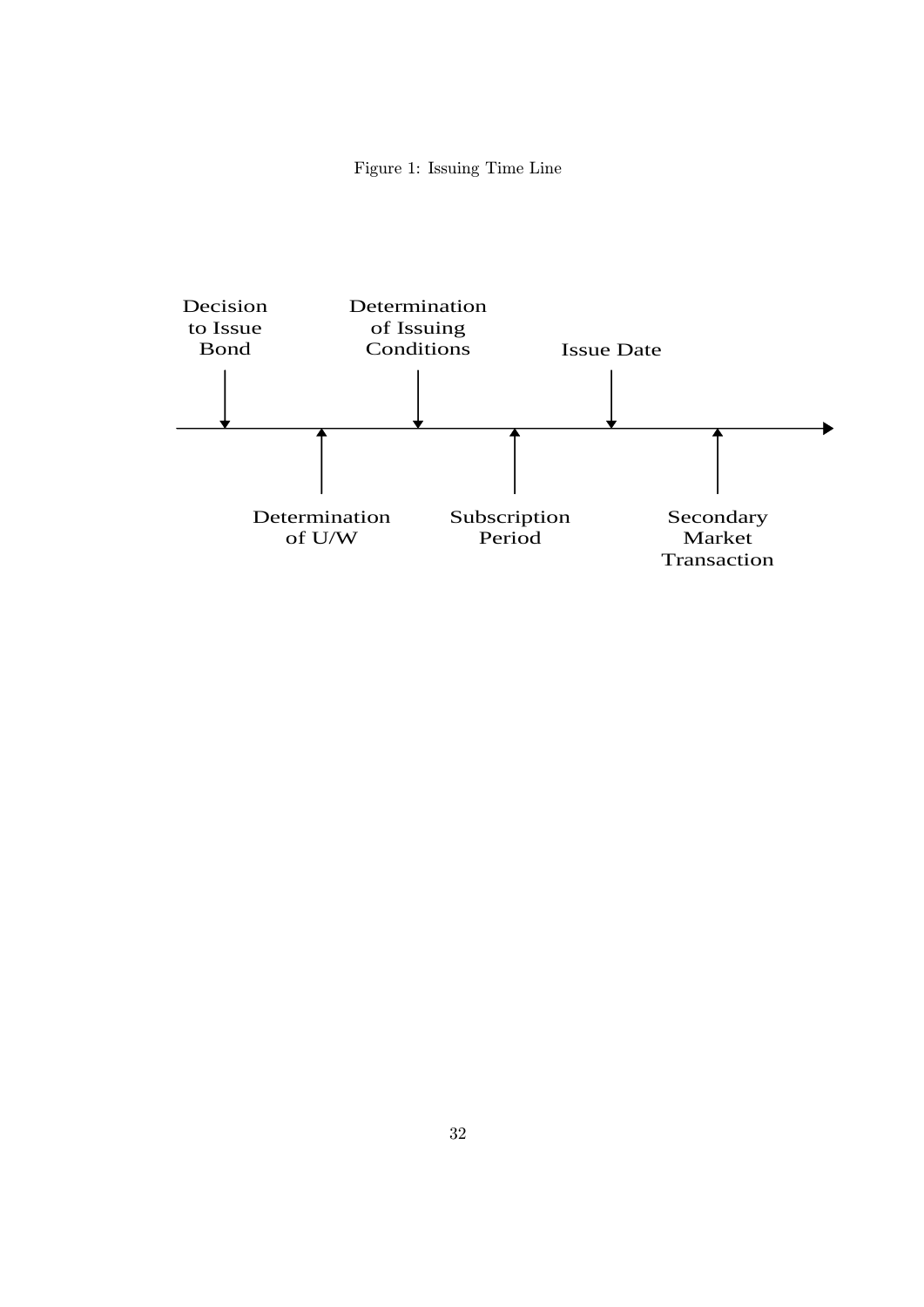Figure 1: Issuing Time Line

Decision to Issue Bond

Determination of U/W

Determination of Issuing Conditions

Subscription Period

Issue Date

Secondary Market Transaction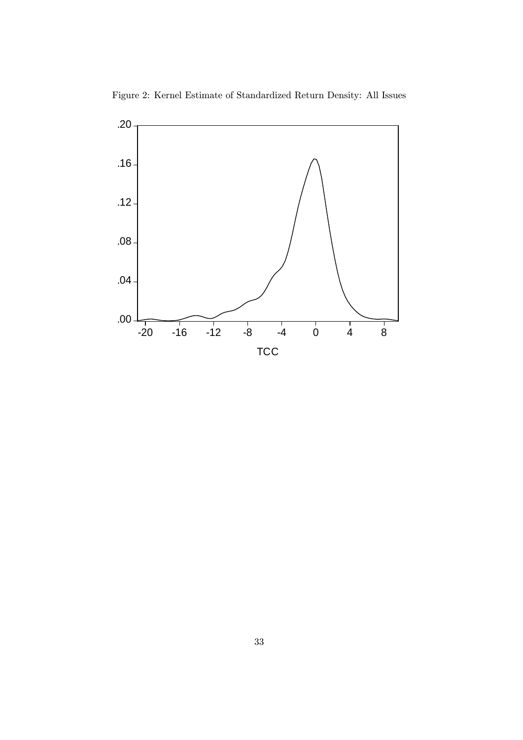Figure 2: Kernel Estimate of Standardized Return Density: All Issues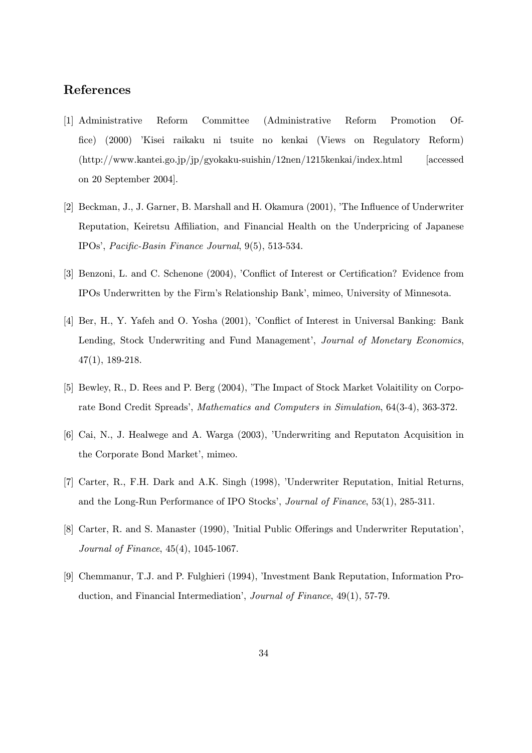## References

[1] Administrative Reform Committee (Administrative Reform Promotion Office) (2000) 'Kisei raikaku ni tsuite no kenkai (Views on Regulatory Reform) (http://www.kantei.go.jp/jp/gyokaku-suishin/12nen/1215kenkai/index.html [accessed on 20 September 2004].

[2] Beckman, J., J. Garner, B. Marshall and H. Okamura (2001), 'The Influence of Underwriter Reputation, Keiretsu Affiliation, and Financial Health on the Underpricing of Japanese IPOs', *Pacific-Basin Finance Journal*, 9(5), 513-534.

[3] Benzoni, L. and C. Schenone (2004), 'Conflict of Interest or Certification? Evidence from IPOs Underwritten by the Firm's Relationship Bank', mimeo, University of Minnesota.

[4] Ber, H., Y. Yafeh and O. Yosha (2001), 'Conflict of Interest in Universal Banking: Bank Lending, Stock Underwriting and Fund Management', *Journal of Monetary Economics*, 47(1), 189-218.

[5] Bewley, R., D. Rees and P. Berg (2004), 'The Impact of Stock Market Volaitility on Corporate Bond Credit Spreads', *Mathematics and Computers in Simulation*, 64(3-4), 363-372.

[6] Cai, N., J. Healwege and A. Warga (2003), 'Underwriting and Reputaton Acquisition in the Corporate Bond Market', mimeo.

[7] Carter, R., F.H. Dark and A.K. Singh (1998), 'Underwriter Reputation, Initial Returns, and the Long-Run Performance of IPO Stocks', *Journal of Finance*, 53(1), 285-311.

[8] Carter, R. and S. Manaster (1990), 'Initial Public Offerings and Underwriter Reputation', *Journal of Finance*, 45(4), 1045-1067.

[9] Chemmanur, T.J. and P. Fulghieri (1994), 'Investment Bank Reputation, Information Production, and Financial Intermediation', *Journal of Finance*, 49(1), 57-79.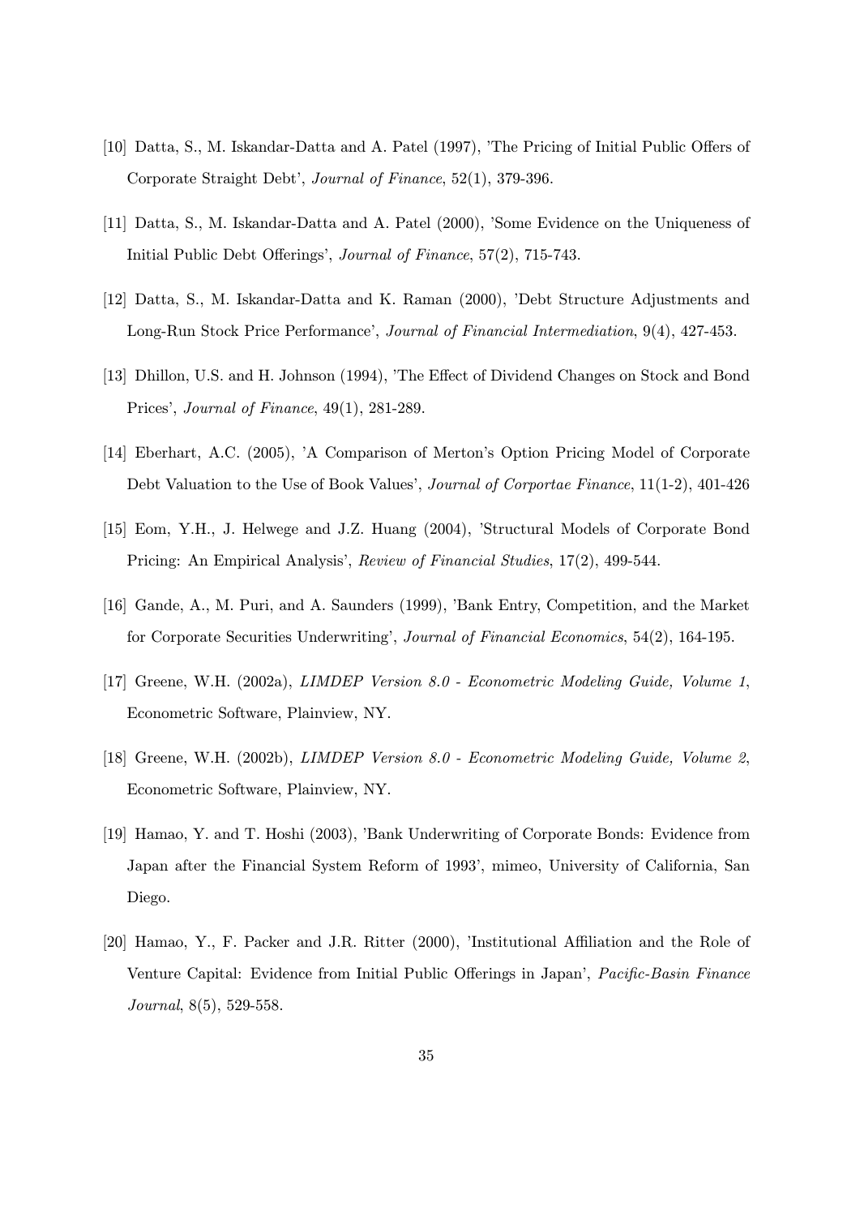[10] Datta, S., M. Iskandar-Datta and A. Patel (1997), 'The Pricing of Initial Public Offers of Corporate Straight Debt', *Journal of Finance*, 52(1), 379-396.

[11] Datta, S., M. Iskandar-Datta and A. Patel (2000), 'Some Evidence on the Uniqueness of Initial Public Debt Offerings', *Journal of Finance*, 57(2), 715-743.

[12] Datta, S., M. Iskandar-Datta and K. Raman (2000), 'Debt Structure Adjustments and Long-Run Stock Price Performance', *Journal of Financial Intermediation*, 9(4), 427-453.

[13] Dhillon, U.S. and H. Johnson (1994), 'The Effect of Dividend Changes on Stock and Bond Prices', *Journal of Finance*, 49(1), 281-289.

[14] Eberhart, A.C. (2005), 'A Comparison of Merton's Option Pricing Model of Corporate Debt Valuation to the Use of Book Values', *Journal of Corportae Finance*, 11(1-2), 401-426

[15] Eom, Y.H., J. Helwege and J.Z. Huang (2004), 'Structural Models of Corporate Bond Pricing: An Empirical Analysis', *Review of Financial Studies*, 17(2), 499-544.

[16] Gande, A., M. Puri, and A. Saunders (1999), 'Bank Entry, Competition, and the Market for Corporate Securities Underwriting', *Journal of Financial Economics*, 54(2), 164-195.

[17] Greene, W.H. (2002a), *LIMDEP Version 8.0 - Econometric Modeling Guide, Volume 1*, Econometric Software, Plainview, NY.

[18] Greene, W.H. (2002b), *LIMDEP Version 8.0 - Econometric Modeling Guide, Volume 2*, Econometric Software, Plainview, NY.

[19] Hamao, Y. and T. Hoshi (2003), 'Bank Underwriting of Corporate Bonds: Evidence from Japan after the Financial System Reform of 1993', mimeo, University of California, San Diego.

[20] Hamao, Y., F. Packer and J.R. Ritter (2000), 'Institutional Affiliation and the Role of Venture Capital: Evidence from Initial Public Offerings in Japan', *Pacific-Basin Finance Journal*, 8(5), 529-558.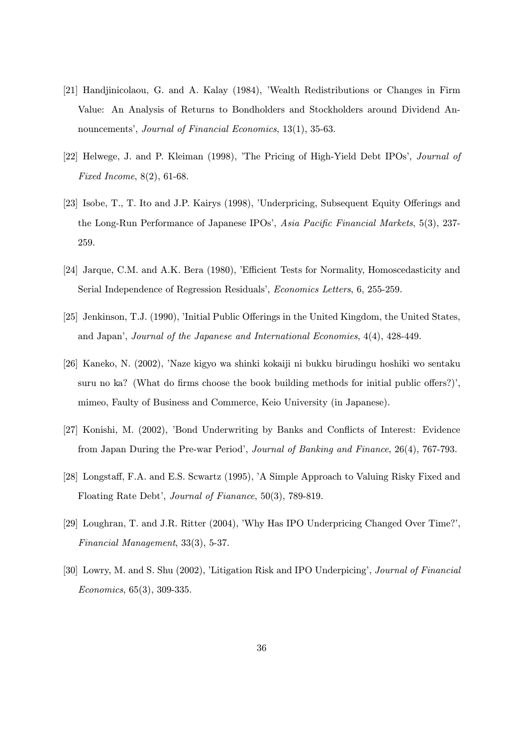[21] Handjinicolaou, G. and A. Kalay (1984), 'Wealth Redistributions or Changes in Firm Value: An Analysis of Returns to Bondholders and Stockholders around Dividend Announcements', *Journal of Financial Economics*, 13(1), 35-63.

[22] Helwege, J. and P. Kleiman (1998), 'The Pricing of High-Yield Debt IPOs', *Journal of Fixed Income*, 8(2), 61-68.

[23] Isobe, T., T. Ito and J.P. Kairys (1998), 'Underpricing, Subsequent Equity Offerings and the Long-Run Performance of Japanese IPOs', *Asia Pacific Financial Markets*, 5(3), 237-259.

[24] Jarque, C.M. and A.K. Bera (1980), 'Efficient Tests for Normality, Homoscedasticity and Serial Independence of Regression Residuals', *Economics Letters*, 6, 255-259.

[25] Jenkinson, T.J. (1990), 'Initial Public Offerings in the United Kingdom, the United States, and Japan', *Journal of the Japanese and International Economies*, 4(4), 428-449.

[26] Kaneko, N. (2002), 'Naze kigyo wa shinki kokaiji ni bukku birudingu hoshiki wo sentaku suru no ka? (What do firms choose the book building methods for initial public offers?)', mimeo, Faulty of Business and Commerce, Keio University (in Japanese).

[27] Konishi, M. (2002), 'Bond Underwriting by Banks and Conflicts of Interest: Evidence from Japan During the Pre-war Period', *Journal of Banking and Finance*, 26(4), 767-793.

[28] Longstaff, F.A. and E.S. Scwartz (1995), 'A Simple Approach to Valuing Risky Fixed and Floating Rate Debt', *Journal of Fianance*, 50(3), 789-819.

[29] Loughran, T. and J.R. Ritter (2004), 'Why Has IPO Underpricing Changed Over Time?', *Financial Management*, 33(3), 5-37.

[30] Lowry, M. and S. Shu (2002), 'Litigation Risk and IPO Underpicing', *Journal of Financial Economics*, 65(3), 309-335.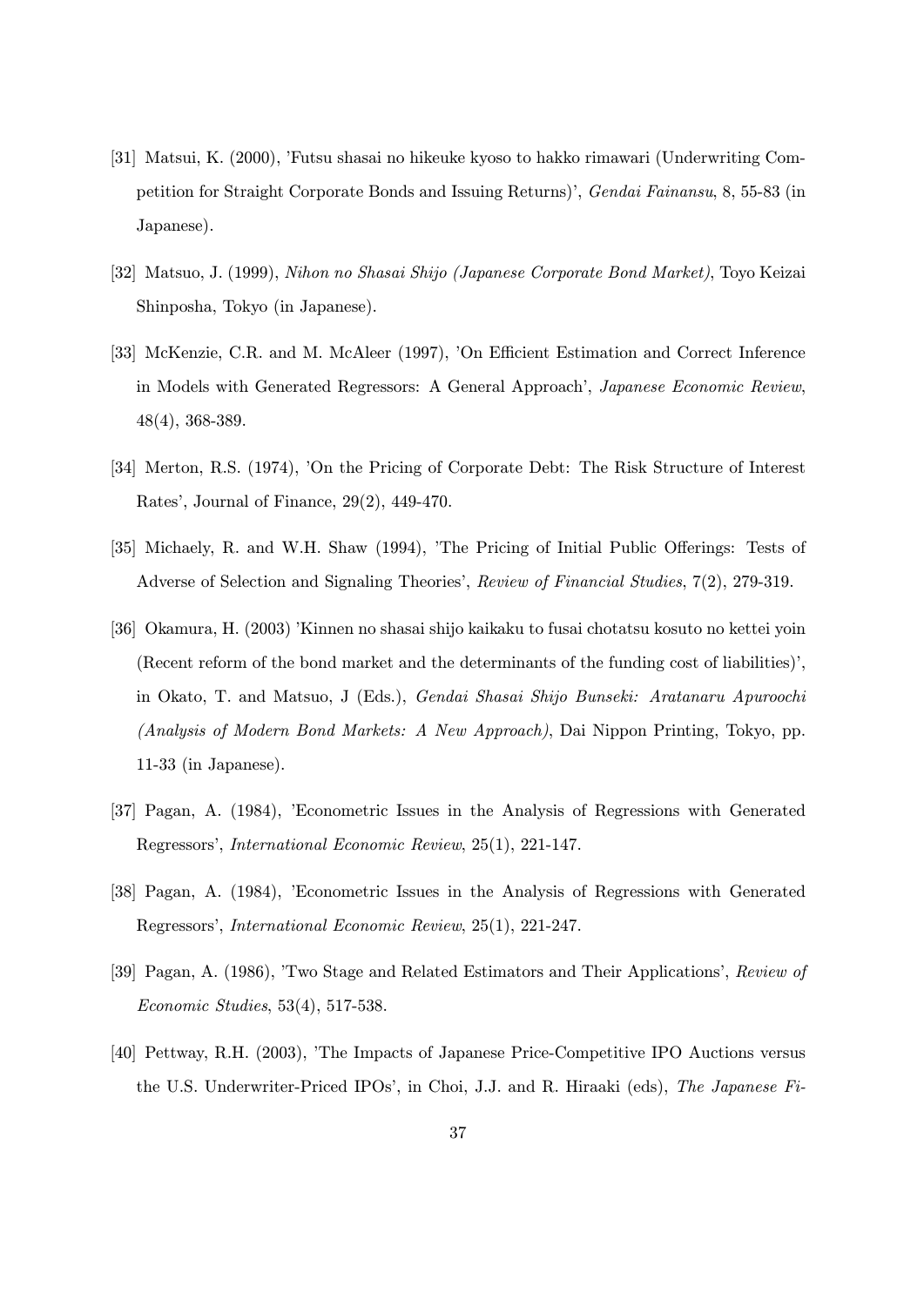[31] Matsui, K. (2000), 'Futsu shasai no hikeuke kyoso to hakko rimawari (Underwriting Competition for Straight Corporate Bonds and Issuing Returns)', *Gendai Fainansu*, 8, 55-83 (in Japanese).

[32] Matsuo, J. (1999), *Nihon no Shasai Shijo (Japanese Corporate Bond Market)*, Toyo Keizai Shinposha, Tokyo (in Japanese).

[33] McKenzie, C.R. and M. McAleer (1997), 'On Efficient Estimation and Correct Inference in Models with Generated Regressors: A General Approach', *Japanese Economic Review*, 48(4), 368-389.

[34] Merton, R.S. (1974), 'On the Pricing of Corporate Debt: The Risk Structure of Interest Rates', Journal of Finance, 29(2), 449-470.

[35] Michaely, R. and W.H. Shaw (1994), 'The Pricing of Initial Public Offerings: Tests of Adverse of Selection and Signaling Theories', *Review of Financial Studies*, 7(2), 279-319.

[36] Okamura, H. (2003) 'Kinnen no shasai shijo kaikaku to fusai chotatsu kosuto no kettei yoin (Recent reform of the bond market and the determinants of the funding cost of liabilities)', in Okato, T. and Matsuo, J (Eds.), *Gendai Shasai Shijo Bunseki: Aratanaru Apuroochi (Analysis of Modern Bond Markets: A New Approach)*, Dai Nippon Printing, Tokyo, pp. 11-33 (in Japanese).

[37] Pagan, A. (1984), 'Econometric Issues in the Analysis of Regressions with Generated Regressors', *International Economic Review*, 25(1), 221-147.

[38] Pagan, A. (1984), 'Econometric Issues in the Analysis of Regressions with Generated Regressors', *International Economic Review*, 25(1), 221-247.

[39] Pagan, A. (1986), 'Two Stage and Related Estimators and Their Applications', *Review of Economic Studies*, 53(4), 517-538.

[40] Pettway, R.H. (2003), 'The Impacts of Japanese Price-Competitive IPO Auctions versus the U.S. Underwriter-Priced IPOs', in Choi, J.J. and R. Hiraaki (eds), *The Japanese Fi-*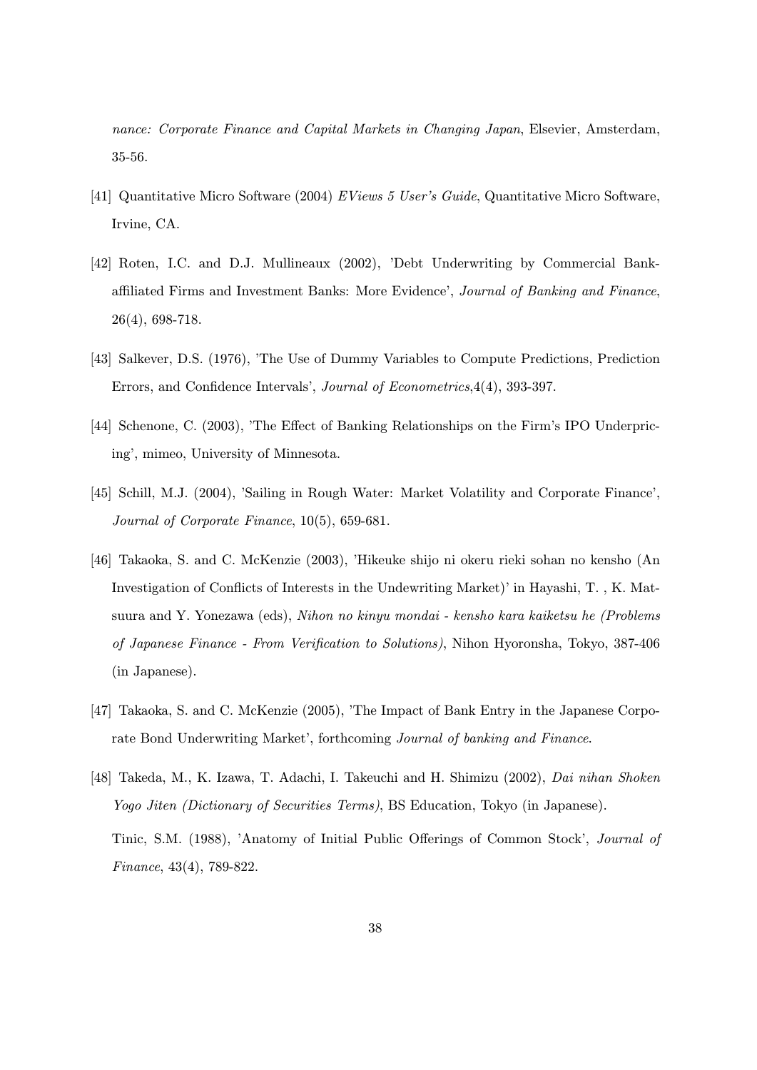*nance: Corporate Finance and Capital Markets in Changing Japan*, Elsevier, Amsterdam, 35-56.

[41] Quantitative Micro Software (2004) *EViews 5 User's Guide*, Quantitative Micro Software, Irvine, CA.

[42] Roten, I.C. and D.J. Mullineaux (2002), 'Debt Underwriting by Commercial Bank-affiliated Firms and Investment Banks: More Evidence', *Journal of Banking and Finance*, 26(4), 698-718.

[43] Salkever, D.S. (1976), 'The Use of Dummy Variables to Compute Predictions, Prediction Errors, and Confidence Intervals', *Journal of Econometrics*,4(4), 393-397.

[44] Schenone, C. (2003), 'The Effect of Banking Relationships on the Firm's IPO Underpricing', mimeo, University of Minnesota.

[45] Schill, M.J. (2004), 'Sailing in Rough Water: Market Volatility and Corporate Finance', *Journal of Corporate Finance*, 10(5), 659-681.

[46] Takaoka, S. and C. McKenzie (2003), 'Hikeuke shijo ni okeru rieki sohan no kensho (An Investigation of Conflicts of Interests in the Undewriting Market)' in Hayashi, T. , K. Matsuura and Y. Yonezawa (eds), *Nihon no kinyu mondai - kensho kara kaiketsu he (Problems of Japanese Finance - From Verification to Solutions)*, Nihon Hyoronsha, Tokyo, 387-406 (in Japanese).

[47] Takaoka, S. and C. McKenzie (2005), 'The Impact of Bank Entry in the Japanese Corporate Bond Underwriting Market', forthcoming *Journal of banking and Finance*.

[48] Takeda, M., K. Izawa, T. Adachi, I. Takeuchi and H. Shimizu (2002), *Dai nihan Shoken Yogo Jiten (Dictionary of Securities Terms)*, BS Education, Tokyo (in Japanese).

Tinic, S.M. (1988), 'Anatomy of Initial Public Offerings of Common Stock', *Journal of Finance*, 43(4), 789-822.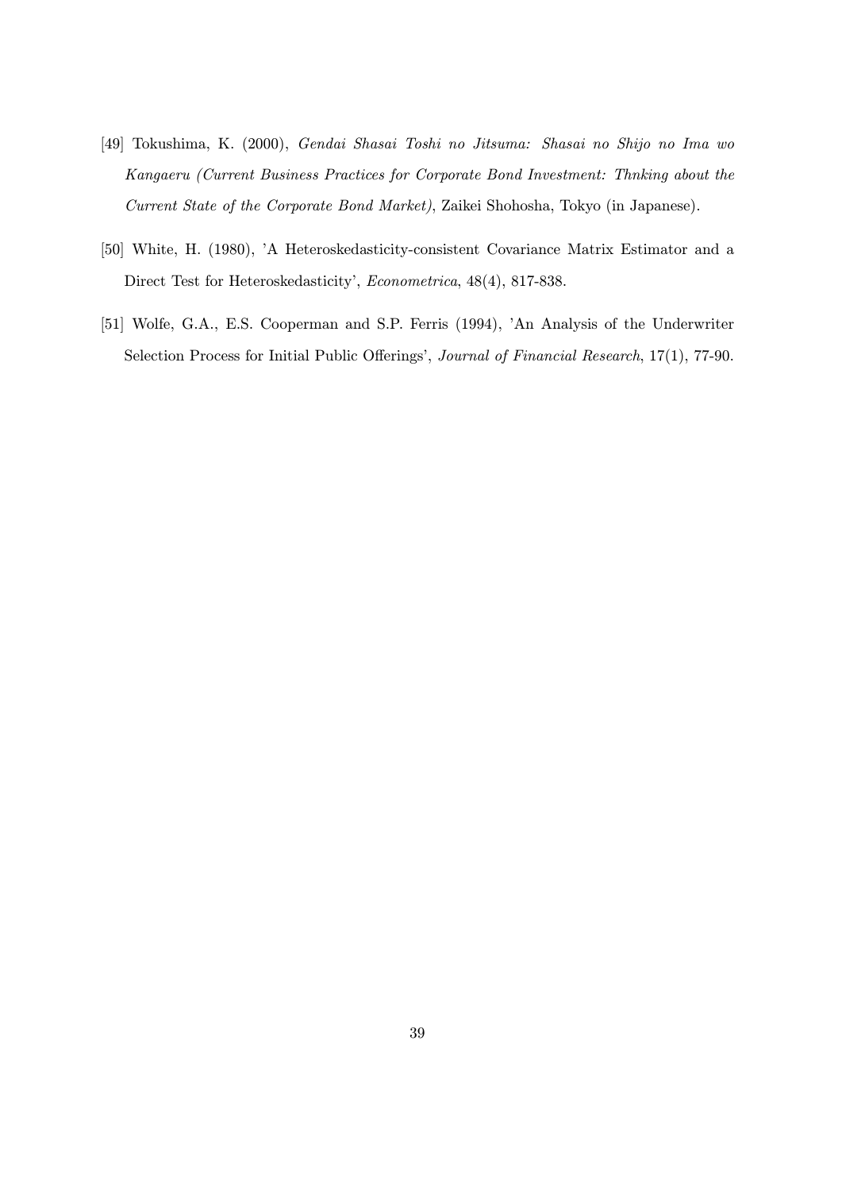[49] Tokushima, K. (2000), *Gendai Shasai Toshi no Jitsuma: Shasai no Shijo no Ima wo Kangaeru (Current Business Practices for Corporate Bond Investment: Thnking about the Current State of the Corporate Bond Market)*, Zaikei Shohosha, Tokyo (in Japanese).

[50] White, H. (1980), 'A Heteroskedasticity-consistent Covariance Matrix Estimator and a Direct Test for Heteroskedasticity', *Econometrica*, 48(4), 817-838.

[51] Wolfe, G.A., E.S. Cooperman and S.P. Ferris (1994), 'An Analysis of the Underwriter Selection Process for Initial Public Offerings', *Journal of Financial Research*, 17(1), 77-90.